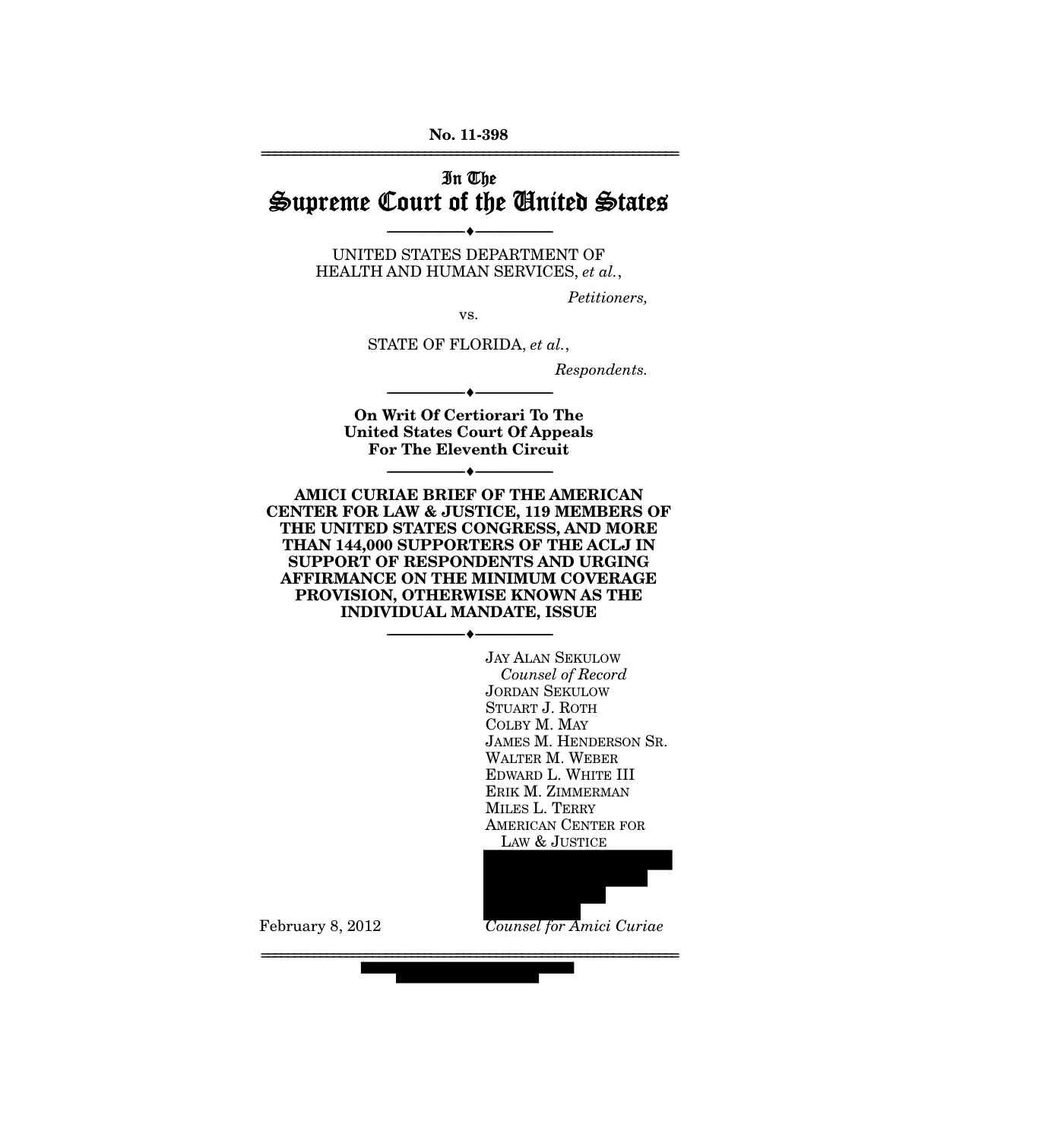No. 11-398

# In The Supreme Court of the United States

UNITED STATES DEPARTMENT OF HEALTH AND HUMAN SERVICES, *et al.*,

*Petitioners,*

vs.

STATE OF FLORIDA, *et al.*,

*Respondents.*

**On Writ Of Certiorari To The United States Court Of Appeals For The Eleventh Circuit**

**AMICI CURIAE BRIEF OF THE AMERICAN CENTER FOR LAW & JUSTICE, 119 MEMBERS OF THE UNITED STATES CONGRESS, AND MORE THAN 144,000 SUPPORTERS OF THE ACLJ IN SUPPORT OF RESPONDENTS AND URGING AFFIRMANCE ON THE MINIMUM COVERAGE PROVISION, OTHERWISE KNOWN AS THE INDIVIDUAL MANDATE, ISSUE**

JAY ALAN SEKULOW
*Counsel of Record*
JORDAN SEKULOW
STUART J. ROTH
COLBY M. MAY
JAMES M. HENDERSON SR.
WALTER M. WEBER
EDWARD L. WHITE III
ERIK M. ZIMMERMAN
MILES L. TERRY
AMERICAN CENTER FOR LAW & JUSTICE

February 8, 2012

*Counsel for Amici Curiae*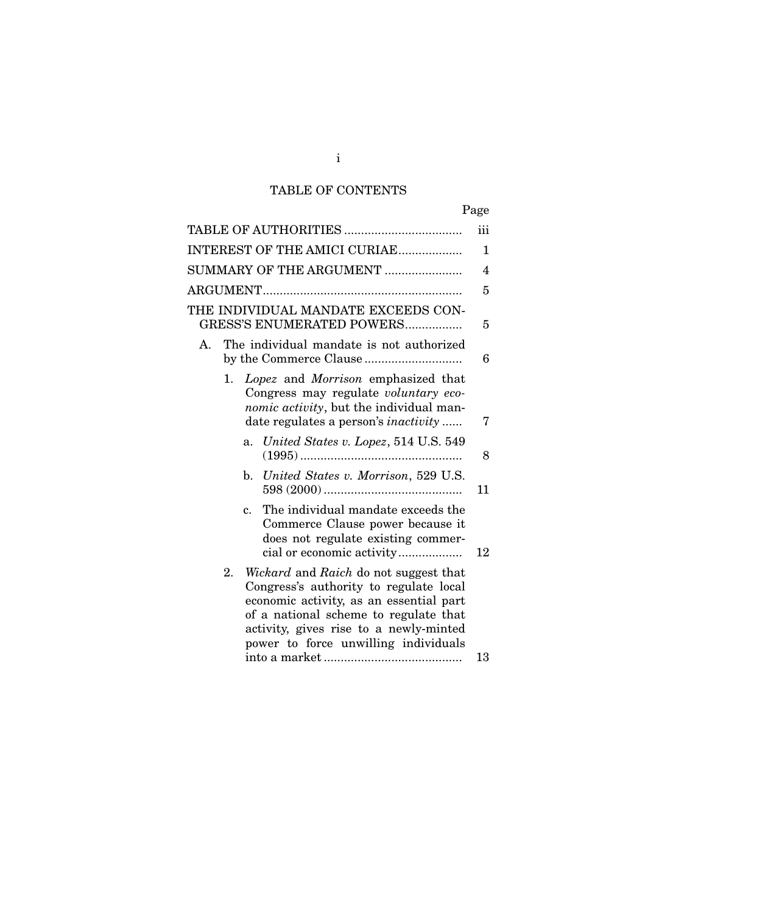## TABLE OF CONTENTS

| | Page |
|---|---|
| TABLE OF AUTHORITIES | iii |
| INTEREST OF THE AMICI CURIAE | 1 |
| SUMMARY OF THE ARGUMENT | 4 |
| ARGUMENT | 5 |
| THE INDIVIDUAL MANDATE EXCEEDS CONGRESS'S ENUMERATED POWERS | 5 |
| A. The individual mandate is not authorized by the Commerce Clause | 6 |
| 1. *Lopez* and *Morrison* emphasized that Congress may regulate *voluntary economic activity*, but the individual mandate regulates a person's *inactivity* | 7 |
| a. *United States v. Lopez*, 514 U.S. 549 (1995) | 8 |
| b. *United States v. Morrison*, 529 U.S. 598 (2000) | 11 |
| c. The individual mandate exceeds the Commerce Clause power because it does not regulate existing commercial or economic activity | 12 |
| 2. *Wickard* and *Raich* do not suggest that Congress's authority to regulate local economic activity, as an essential part of a national scheme to regulate that activity, gives rise to a newly-minted power to force unwilling individuals into a market | 13 |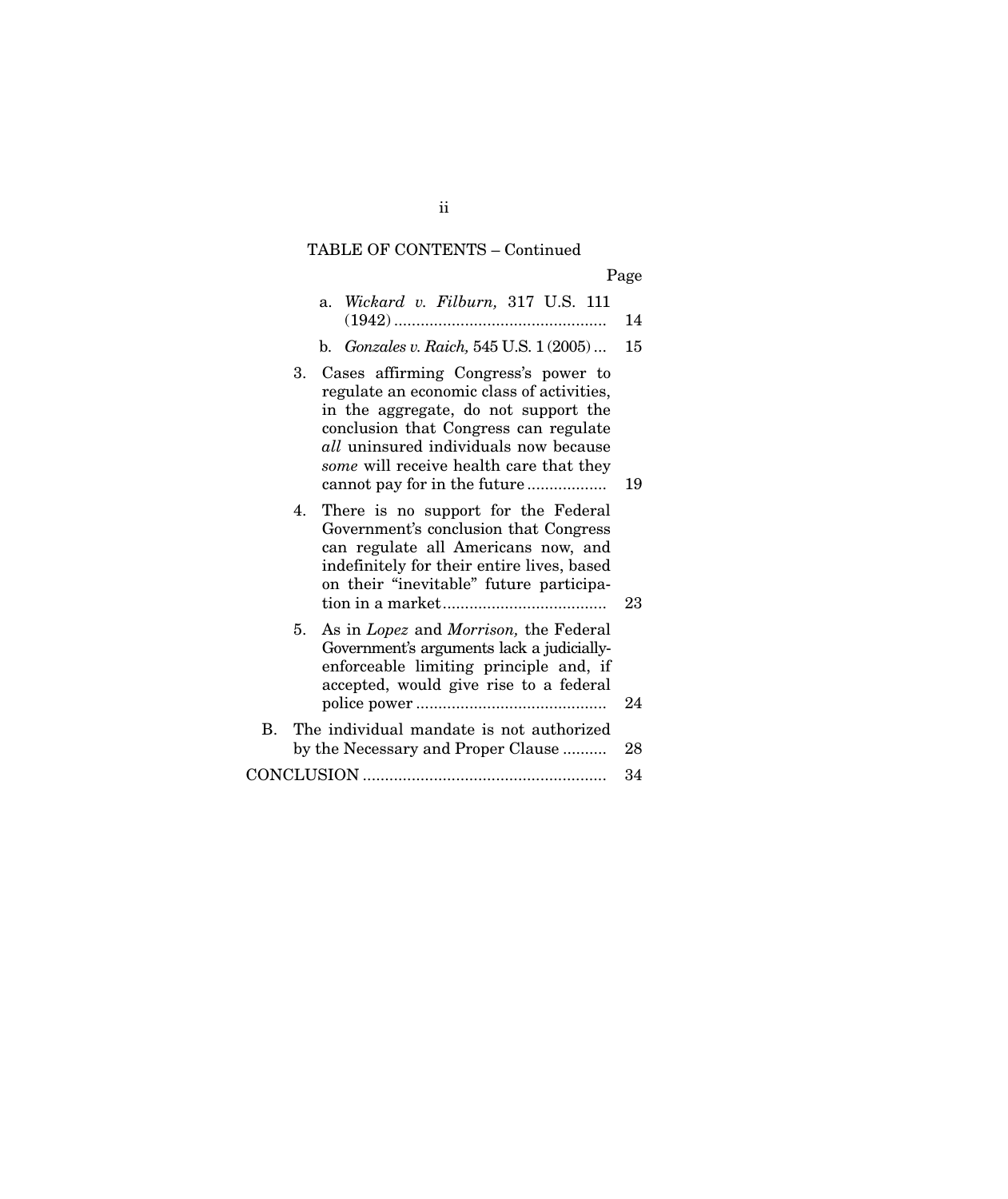TABLE OF CONTENTS – Continued

| | Page |
|---|---|
| a. *Wickard v. Filburn,* 317 U.S. 111 (1942) | 14 |
| b. *Gonzales v. Raich,* 545 U.S. 1 (2005) | 15 |
| 3. Cases affirming Congress's power to regulate an economic class of activities, in the aggregate, do not support the conclusion that Congress can regulate *all* uninsured individuals now because *some* will receive health care that they cannot pay for in the future | 19 |
| 4. There is no support for the Federal Government's conclusion that Congress can regulate all Americans now, and indefinitely for their entire lives, based on their "inevitable" future participation in a market | 23 |
| 5. As in *Lopez* and *Morrison,* the Federal Government's arguments lack a judicially-enforceable limiting principle and, if accepted, would give rise to a federal police power | 24 |
| B. The individual mandate is not authorized by the Necessary and Proper Clause | 28 |
| CONCLUSION | 34 |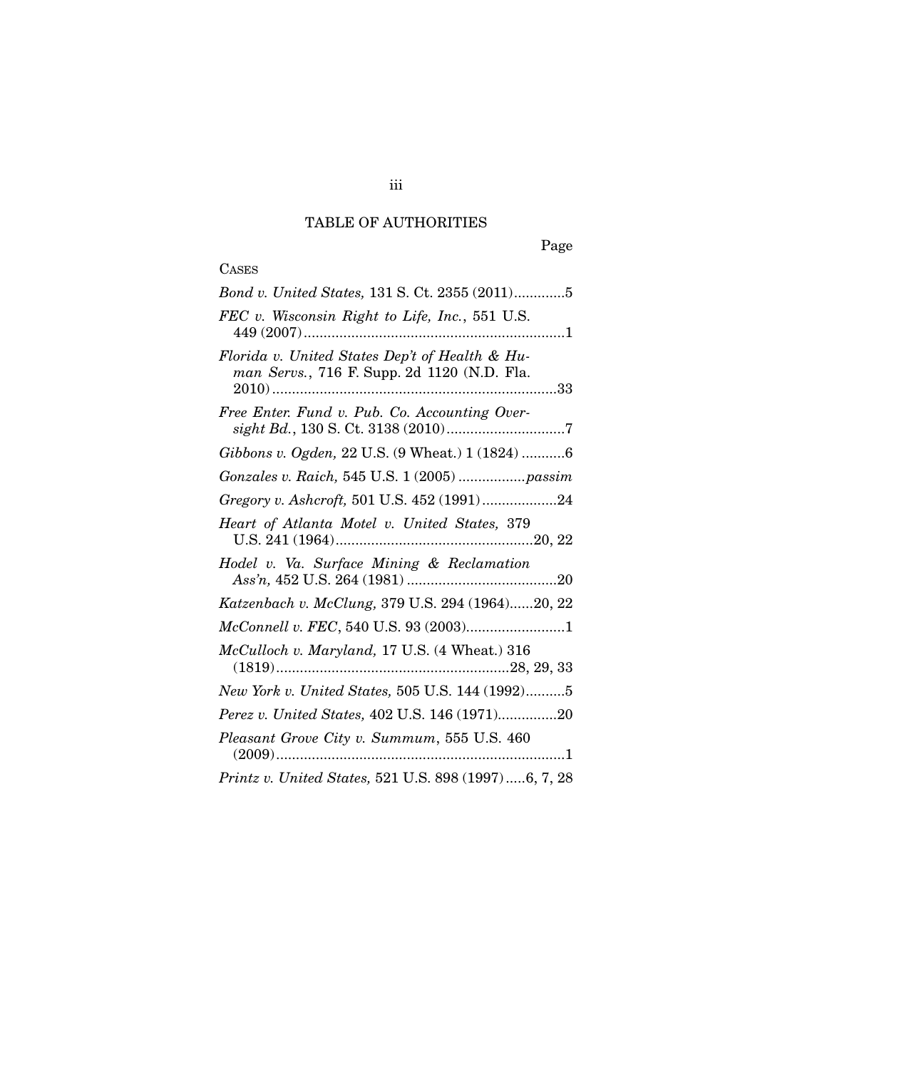## TABLE OF AUTHORITIES

Page

CASES

*Bond v. United States,* 131 S. Ct. 2355 (2011).............5

*FEC v. Wisconsin Right to Life, Inc.*, 551 U.S. 449 (2007)..................................................................1

*Florida v. United States Dep't of Health & Human Servs.*, 716 F. Supp. 2d 1120 (N.D. Fla. 2010).......................................................................33

*Free Enter. Fund v. Pub. Co. Accounting Oversight Bd.*, 130 S. Ct. 3138 (2010)..............................7

*Gibbons v. Ogden,* 22 U.S. (9 Wheat.) 1 (1824) ...........6

*Gonzales v. Raich,* 545 U.S. 1 (2005) .................*passim*

*Gregory v. Ashcroft,* 501 U.S. 452 (1991)...................24

*Heart of Atlanta Motel v. United States,* 379 U.S. 241 (1964)..................................................20, 22

*Hodel v. Va. Surface Mining & Reclamation Ass'n,* 452 U.S. 264 (1981) ......................................20

*Katzenbach v. McClung,* 379 U.S. 294 (1964)......20, 22

*McConnell v. FEC*, 540 U.S. 93 (2003).........................1

*McCulloch v. Maryland,* 17 U.S. (4 Wheat.) 316 (1819)...........................................................28, 29, 33

*New York v. United States,* 505 U.S. 144 (1992)..........5

*Perez v. United States,* 402 U.S. 146 (1971)...............20

*Pleasant Grove City v. Summum*, 555 U.S. 460 (2009).........................................................................1

*Printz v. United States,* 521 U.S. 898 (1997).....6, 7, 28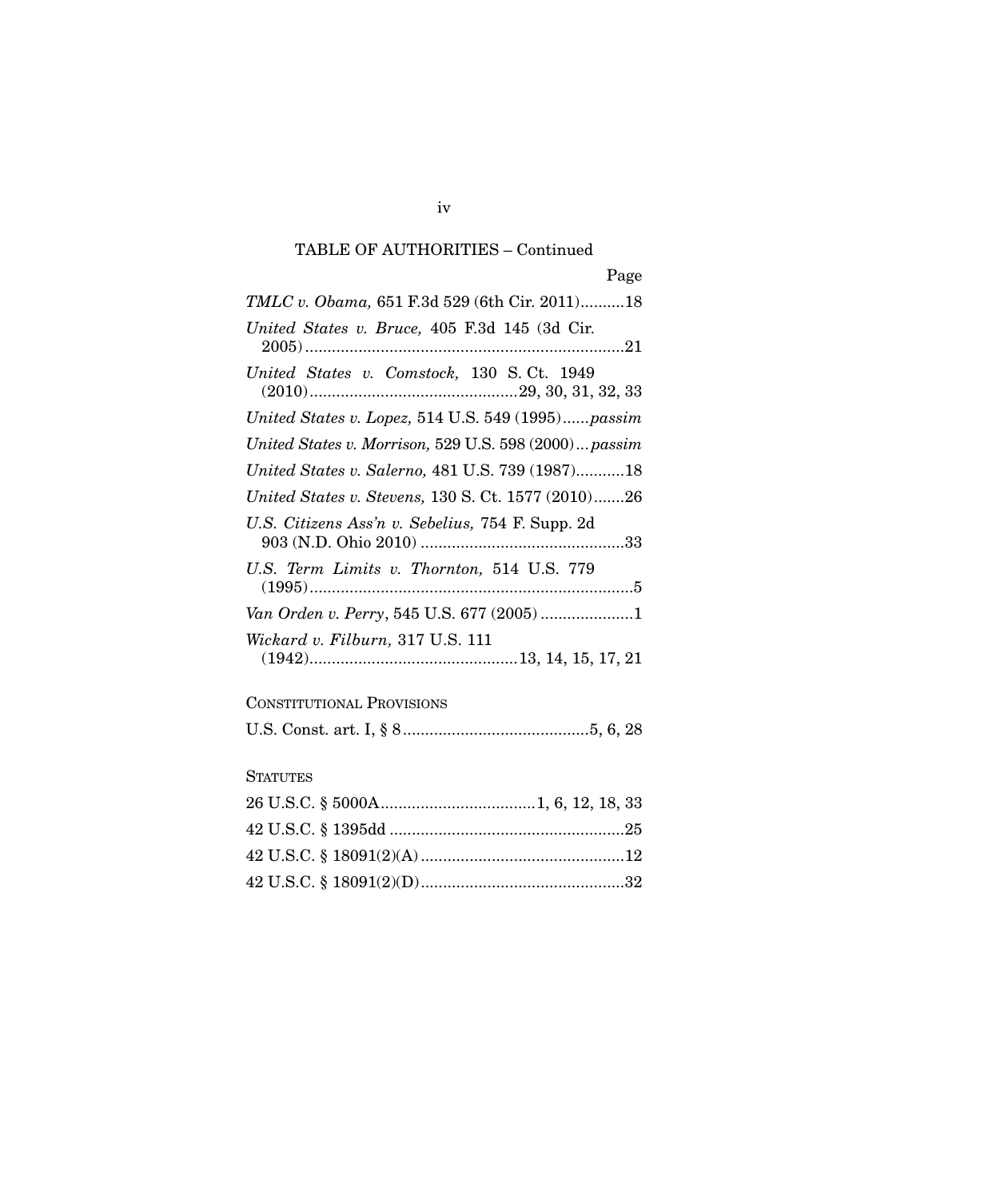TABLE OF AUTHORITIES – Continued

Page

*TMLC v. Obama,* 651 F.3d 529 (6th Cir. 2011)..........18

*United States v. Bruce,* 405 F.3d 145 (3d Cir. 2005)......................................................................21

*United States v. Comstock,* 130 S. Ct. 1949 (2010)..............................................29, 30, 31, 32, 33

*United States v. Lopez,* 514 U.S. 549 (1995)......*passim*

*United States v. Morrison,* 529 U.S. 598 (2000)...*passim*

*United States v. Salerno,* 481 U.S. 739 (1987)...........18

*United States v. Stevens,* 130 S. Ct. 1577 (2010).......26

*U.S. Citizens Ass'n v. Sebelius,* 754 F. Supp. 2d 903 (N.D. Ohio 2010) ..............................................33

*U.S. Term Limits v. Thornton,* 514 U.S. 779 (1995)........................................................................5

*Van Orden v. Perry*, 545 U.S. 677 (2005) .....................1

*Wickard v. Filburn,* 317 U.S. 111 (1942)..............................................13, 14, 15, 17, 21

CONSTITUTIONAL PROVISIONS

U.S. Const. art. I, § 8..........................................5, 6, 28

STATUTES

26 U.S.C. § 5000A...................................1, 6, 12, 18, 33

42 U.S.C. § 1395dd .....................................................25

42 U.S.C. § 18091(2)(A) ..............................................12

42 U.S.C. § 18091(2)(D)..............................................32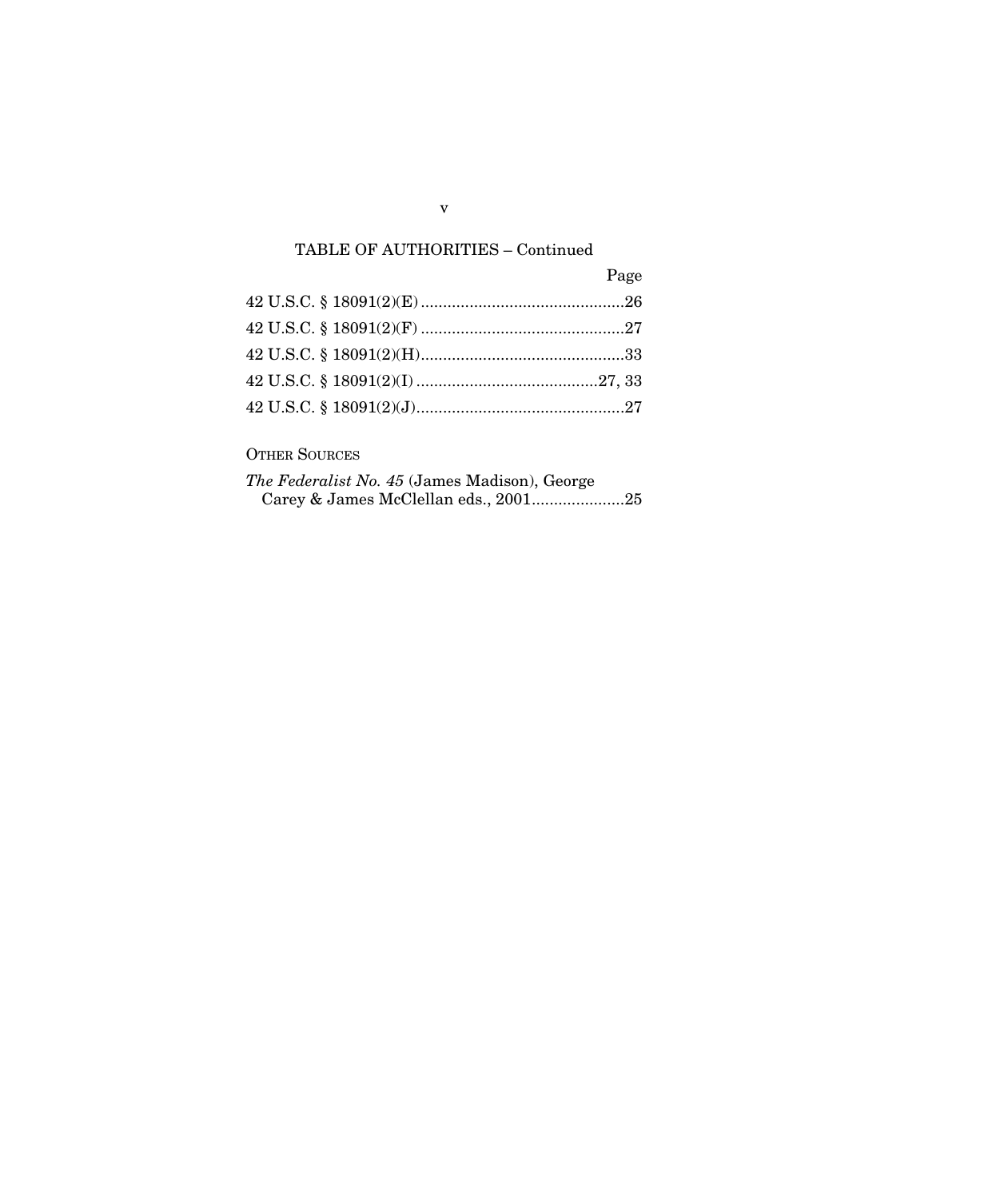TABLE OF AUTHORITIES – Continued

| | Page |
|---|---|
| 42 U.S.C. § 18091(2)(E) | 26 |
| 42 U.S.C. § 18091(2)(F) | 27 |
| 42 U.S.C. § 18091(2)(H) | 33 |
| 42 U.S.C. § 18091(2)(I) | 27, 33 |
| 42 U.S.C. § 18091(2)(J) | 27 |

OTHER SOURCES

*The Federalist No. 45* (James Madison), George Carey & James McClellan eds., 2001 ..................... 25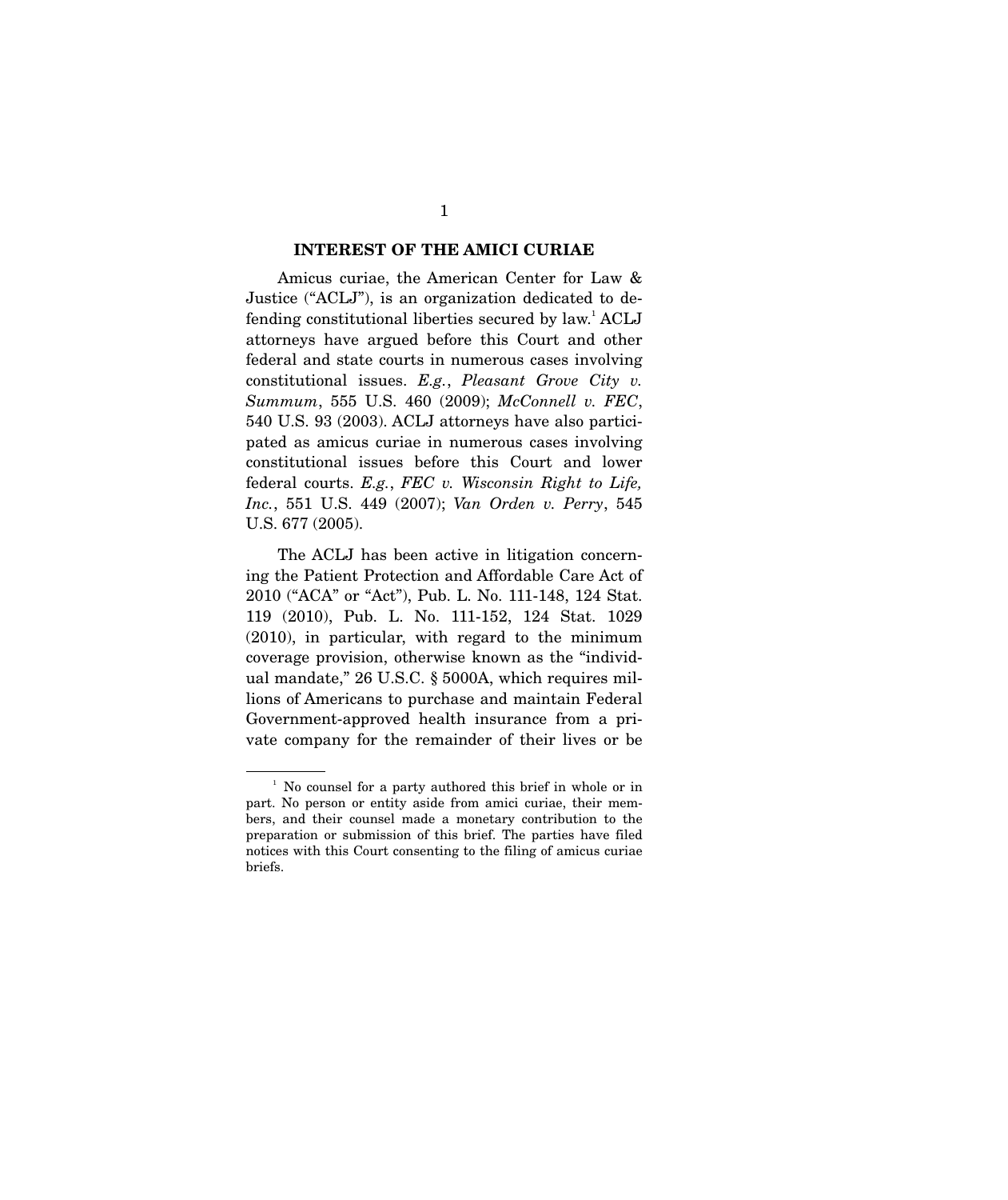## INTEREST OF THE AMICI CURIAE

Amicus curiae, the American Center for Law & Justice ("ACLJ"), is an organization dedicated to defending constitutional liberties secured by law.[1] ACLJ attorneys have argued before this Court and other federal and state courts in numerous cases involving constitutional issues. *E.g.*, *Pleasant Grove City v. Summum*, 555 U.S. 460 (2009); *McConnell v. FEC*, 540 U.S. 93 (2003). ACLJ attorneys have also participated as amicus curiae in numerous cases involving constitutional issues before this Court and lower federal courts. *E.g.*, *FEC v. Wisconsin Right to Life, Inc.*, 551 U.S. 449 (2007); *Van Orden v. Perry*, 545 U.S. 677 (2005).

The ACLJ has been active in litigation concerning the Patient Protection and Affordable Care Act of 2010 ("ACA" or "Act"), Pub. L. No. 111-148, 124 Stat. 119 (2010), Pub. L. No. 111-152, 124 Stat. 1029 (2010), in particular, with regard to the minimum coverage provision, otherwise known as the "individual mandate," 26 U.S.C. § 5000A, which requires millions of Americans to purchase and maintain Federal Government-approved health insurance from a private company for the remainder of their lives or be

[1] No counsel for a party authored this brief in whole or in part. No person or entity aside from amici curiae, their members, and their counsel made a monetary contribution to the preparation or submission of this brief. The parties have filed notices with this Court consenting to the filing of amicus curiae briefs.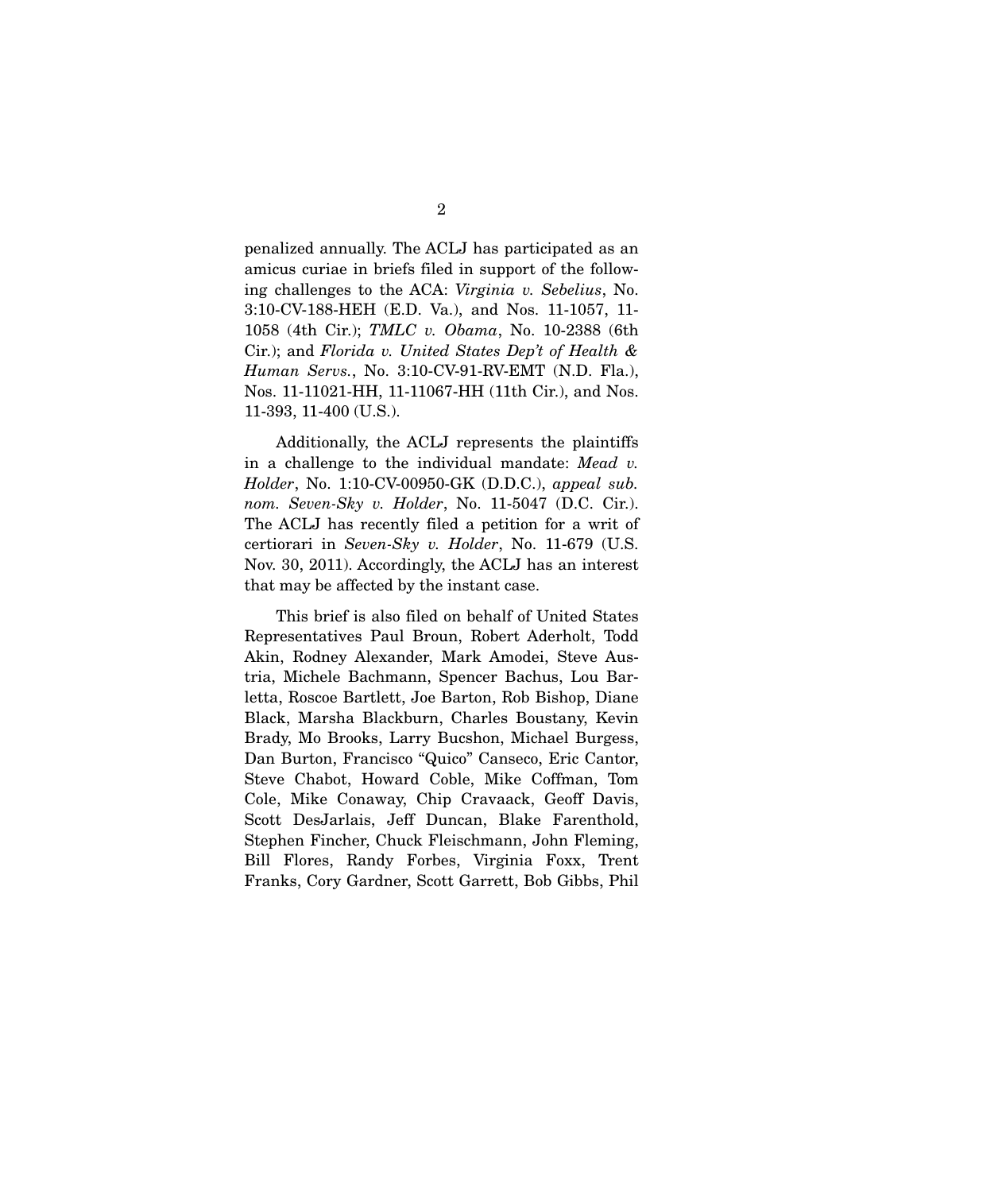penalized annually. The ACLJ has participated as an amicus curiae in briefs filed in support of the following challenges to the ACA: *Virginia v. Sebelius*, No. 3:10-CV-188-HEH (E.D. Va.), and Nos. 11-1057, 11-1058 (4th Cir.); *TMLC v. Obama*, No. 10-2388 (6th Cir.); and *Florida v. United States Dep't of Health & Human Servs.*, No. 3:10-CV-91-RV-EMT (N.D. Fla.), Nos. 11-11021-HH, 11-11067-HH (11th Cir.), and Nos. 11-393, 11-400 (U.S.).

Additionally, the ACLJ represents the plaintiffs in a challenge to the individual mandate: *Mead v. Holder*, No. 1:10-CV-00950-GK (D.D.C.), *appeal sub. nom. Seven-Sky v. Holder*, No. 11-5047 (D.C. Cir.). The ACLJ has recently filed a petition for a writ of certiorari in *Seven-Sky v. Holder*, No. 11-679 (U.S. Nov. 30, 2011). Accordingly, the ACLJ has an interest that may be affected by the instant case.

This brief is also filed on behalf of United States Representatives Paul Broun, Robert Aderholt, Todd Akin, Rodney Alexander, Mark Amodei, Steve Austria, Michele Bachmann, Spencer Bachus, Lou Barletta, Roscoe Bartlett, Joe Barton, Rob Bishop, Diane Black, Marsha Blackburn, Charles Boustany, Kevin Brady, Mo Brooks, Larry Bucshon, Michael Burgess, Dan Burton, Francisco "Quico" Canseco, Eric Cantor, Steve Chabot, Howard Coble, Mike Coffman, Tom Cole, Mike Conaway, Chip Cravaack, Geoff Davis, Scott DesJarlais, Jeff Duncan, Blake Farenthold, Stephen Fincher, Chuck Fleischmann, John Fleming, Bill Flores, Randy Forbes, Virginia Foxx, Trent Franks, Cory Gardner, Scott Garrett, Bob Gibbs, Phil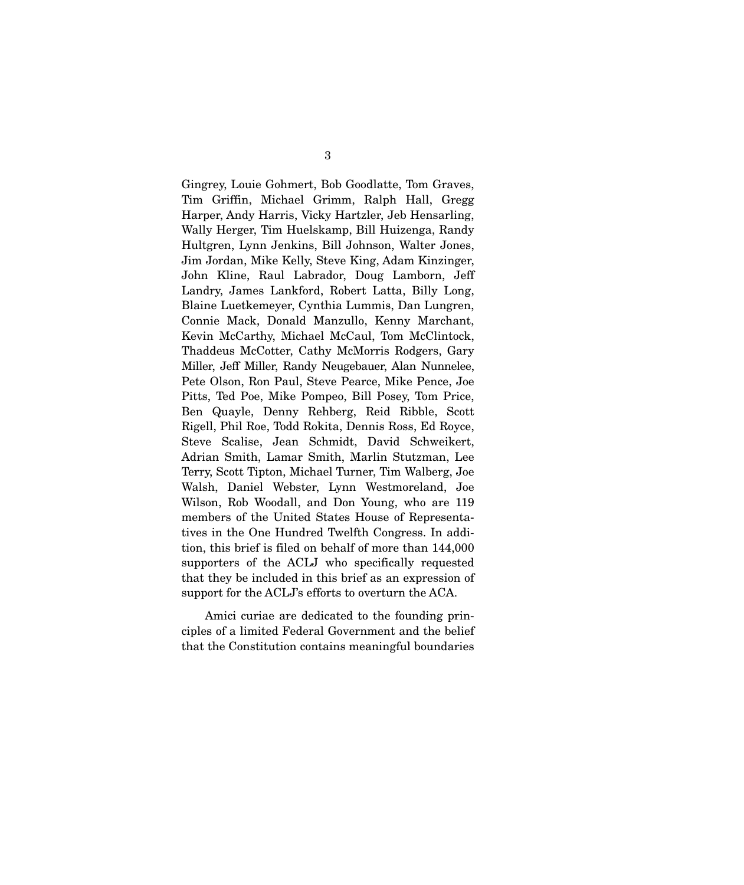Gingrey, Louie Gohmert, Bob Goodlatte, Tom Graves, Tim Griffin, Michael Grimm, Ralph Hall, Gregg Harper, Andy Harris, Vicky Hartzler, Jeb Hensarling, Wally Herger, Tim Huelskamp, Bill Huizenga, Randy Hultgren, Lynn Jenkins, Bill Johnson, Walter Jones, Jim Jordan, Mike Kelly, Steve King, Adam Kinzinger, John Kline, Raul Labrador, Doug Lamborn, Jeff Landry, James Lankford, Robert Latta, Billy Long, Blaine Luetkemeyer, Cynthia Lummis, Dan Lungren, Connie Mack, Donald Manzullo, Kenny Marchant, Kevin McCarthy, Michael McCaul, Tom McClintock, Thaddeus McCotter, Cathy McMorris Rodgers, Gary Miller, Jeff Miller, Randy Neugebauer, Alan Nunnelee, Pete Olson, Ron Paul, Steve Pearce, Mike Pence, Joe Pitts, Ted Poe, Mike Pompeo, Bill Posey, Tom Price, Ben Quayle, Denny Rehberg, Reid Ribble, Scott Rigell, Phil Roe, Todd Rokita, Dennis Ross, Ed Royce, Steve Scalise, Jean Schmidt, David Schweikert, Adrian Smith, Lamar Smith, Marlin Stutzman, Lee Terry, Scott Tipton, Michael Turner, Tim Walberg, Joe Walsh, Daniel Webster, Lynn Westmoreland, Joe Wilson, Rob Woodall, and Don Young, who are 119 members of the United States House of Representatives in the One Hundred Twelfth Congress. In addition, this brief is filed on behalf of more than 144,000 supporters of the ACLJ who specifically requested that they be included in this brief as an expression of support for the ACLJ's efforts to overturn the ACA.

Amici curiae are dedicated to the founding principles of a limited Federal Government and the belief that the Constitution contains meaningful boundaries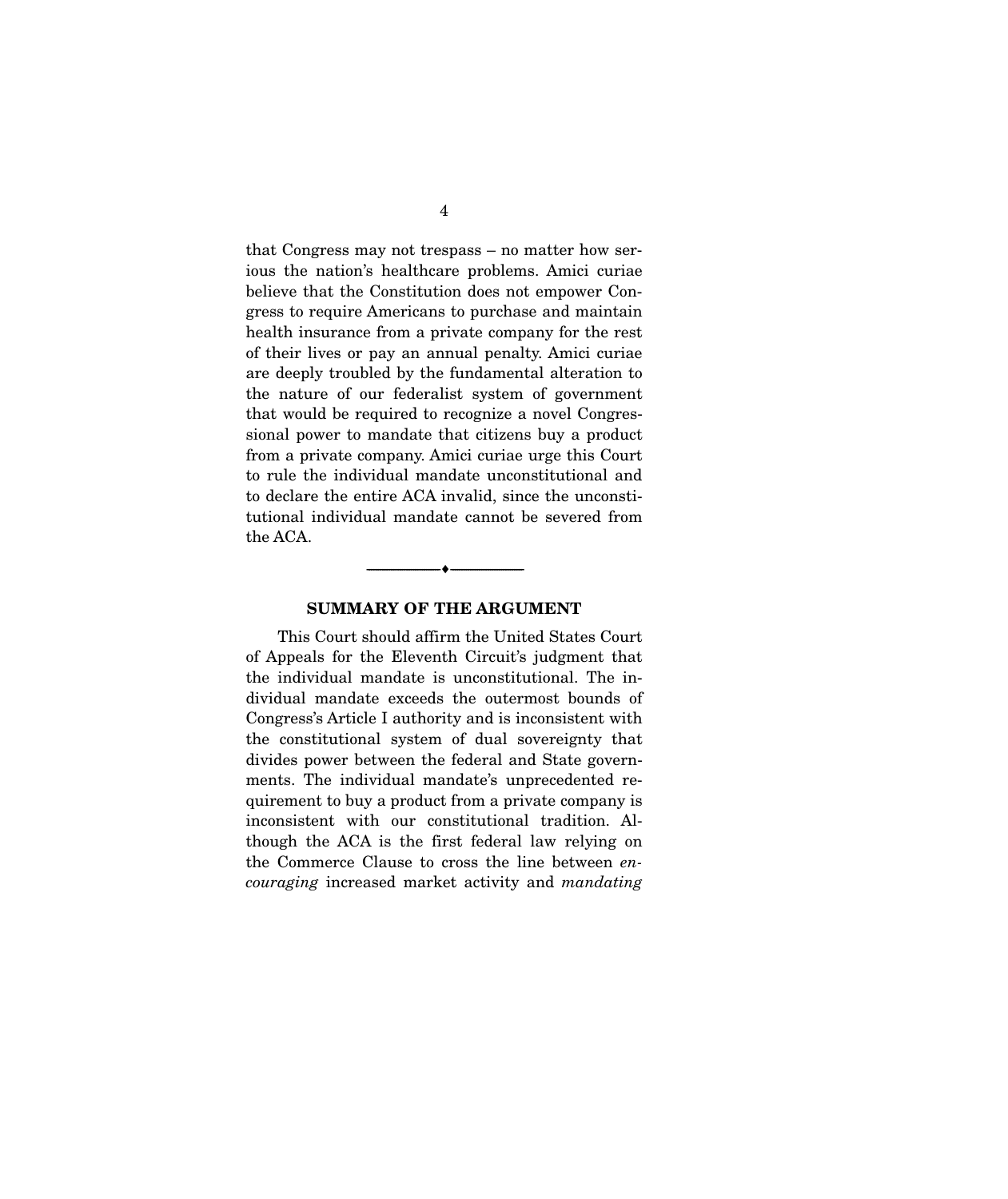that Congress may not trespass – no matter how serious the nation's healthcare problems. Amici curiae believe that the Constitution does not empower Congress to require Americans to purchase and maintain health insurance from a private company for the rest of their lives or pay an annual penalty. Amici curiae are deeply troubled by the fundamental alteration to the nature of our federalist system of government that would be required to recognize a novel Congressional power to mandate that citizens buy a product from a private company. Amici curiae urge this Court to rule the individual mandate unconstitutional and to declare the entire ACA invalid, since the unconstitutional individual mandate cannot be severed from the ACA.

---

## SUMMARY OF THE ARGUMENT

This Court should affirm the United States Court of Appeals for the Eleventh Circuit's judgment that the individual mandate is unconstitutional. The individual mandate exceeds the outermost bounds of Congress's Article I authority and is inconsistent with the constitutional system of dual sovereignty that divides power between the federal and State governments. The individual mandate's unprecedented requirement to buy a product from a private company is inconsistent with our constitutional tradition. Although the ACA is the first federal law relying on the Commerce Clause to cross the line between *encouraging* increased market activity and *mandating*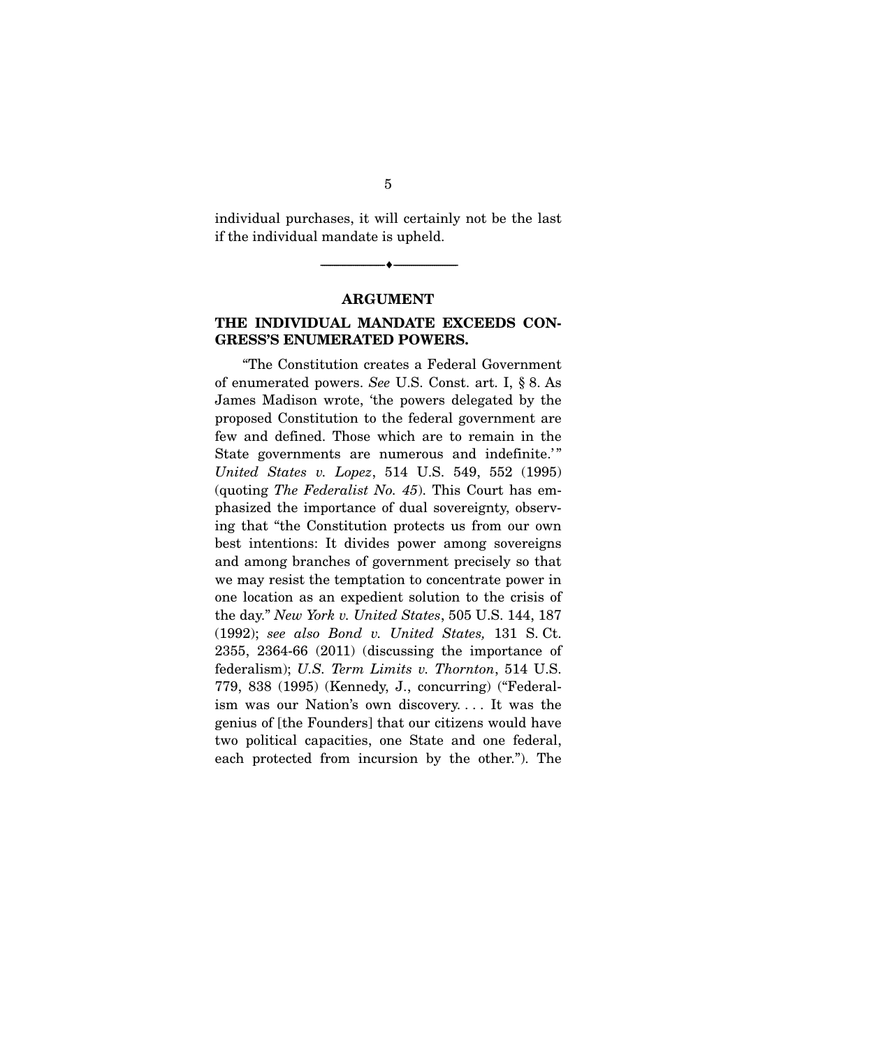individual purchases, it will certainly not be the last if the individual mandate is upheld.

---

## ARGUMENT

### THE INDIVIDUAL MANDATE EXCEEDS CONGRESS'S ENUMERATED POWERS.

"The Constitution creates a Federal Government of enumerated powers. *See* U.S. Const. art. I, § 8. As James Madison wrote, 'the powers delegated by the proposed Constitution to the federal government are few and defined. Those which are to remain in the State governments are numerous and indefinite.'" *United States v. Lopez*, 514 U.S. 549, 552 (1995) (quoting *The Federalist No. 45*). This Court has emphasized the importance of dual sovereignty, observing that "the Constitution protects us from our own best intentions: It divides power among sovereigns and among branches of government precisely so that we may resist the temptation to concentrate power in one location as an expedient solution to the crisis of the day." *New York v. United States*, 505 U.S. 144, 187 (1992); *see also Bond v. United States,* 131 S. Ct. 2355, 2364-66 (2011) (discussing the importance of federalism); *U.S. Term Limits v. Thornton*, 514 U.S. 779, 838 (1995) (Kennedy, J., concurring) ("Federalism was our Nation's own discovery. . . . It was the genius of [the Founders] that our citizens would have two political capacities, one State and one federal, each protected from incursion by the other."). The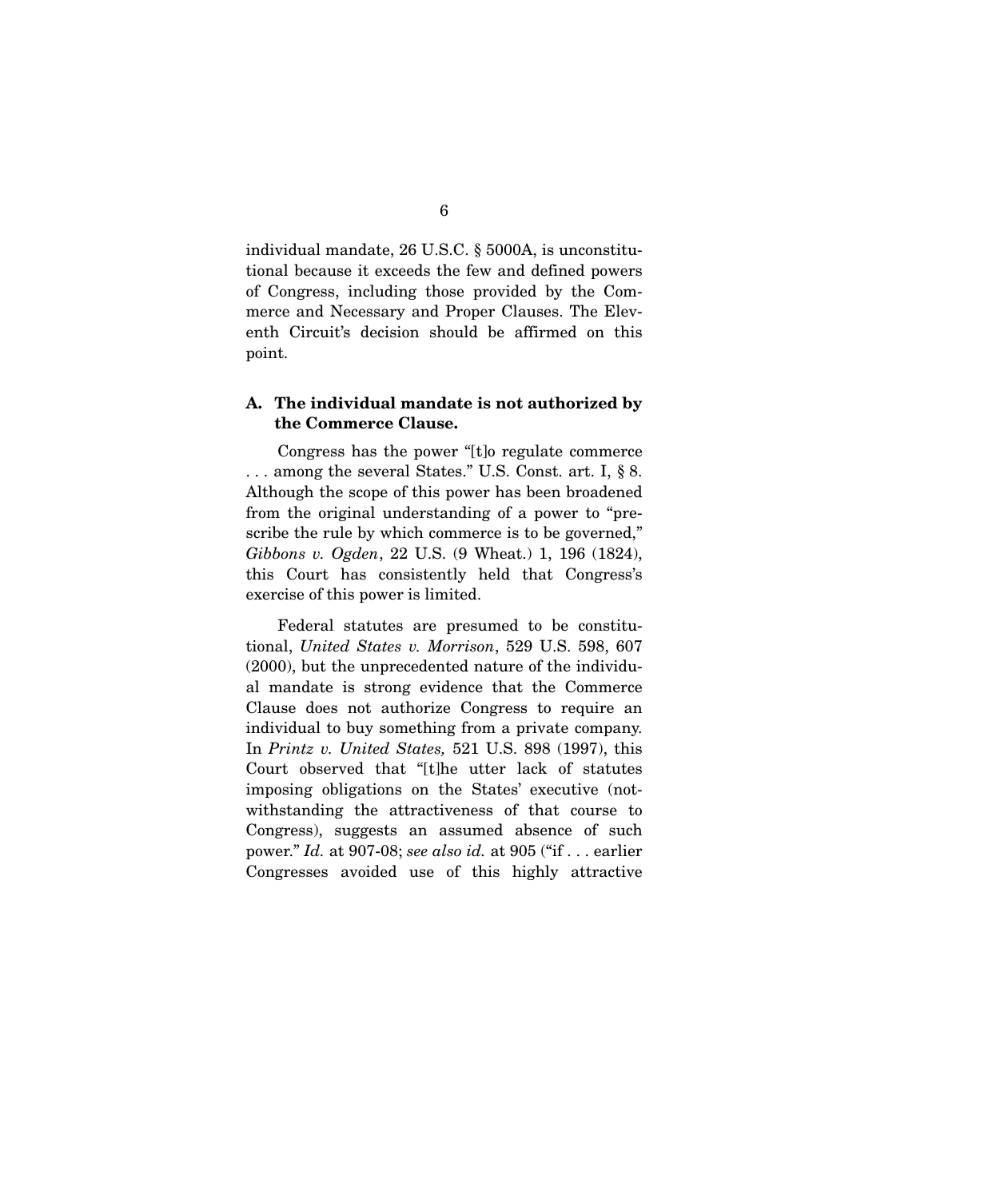individual mandate, 26 U.S.C. § 5000A, is unconstitutional because it exceeds the few and defined powers of Congress, including those provided by the Commerce and Necessary and Proper Clauses. The Eleventh Circuit's decision should be affirmed on this point.

### A. The individual mandate is not authorized by the Commerce Clause.

Congress has the power "[t]o regulate commerce . . . among the several States." U.S. Const. art. I, § 8. Although the scope of this power has been broadened from the original understanding of a power to "prescribe the rule by which commerce is to be governed," *Gibbons v. Ogden*, 22 U.S. (9 Wheat.) 1, 196 (1824), this Court has consistently held that Congress's exercise of this power is limited.

Federal statutes are presumed to be constitutional, *United States v. Morrison*, 529 U.S. 598, 607 (2000), but the unprecedented nature of the individual mandate is strong evidence that the Commerce Clause does not authorize Congress to require an individual to buy something from a private company. In *Printz v. United States,* 521 U.S. 898 (1997), this Court observed that "[t]he utter lack of statutes imposing obligations on the States' executive (notwithstanding the attractiveness of that course to Congress), suggests an assumed absence of such power." *Id.* at 907-08; *see also id.* at 905 ("if . . . earlier Congresses avoided use of this highly attractive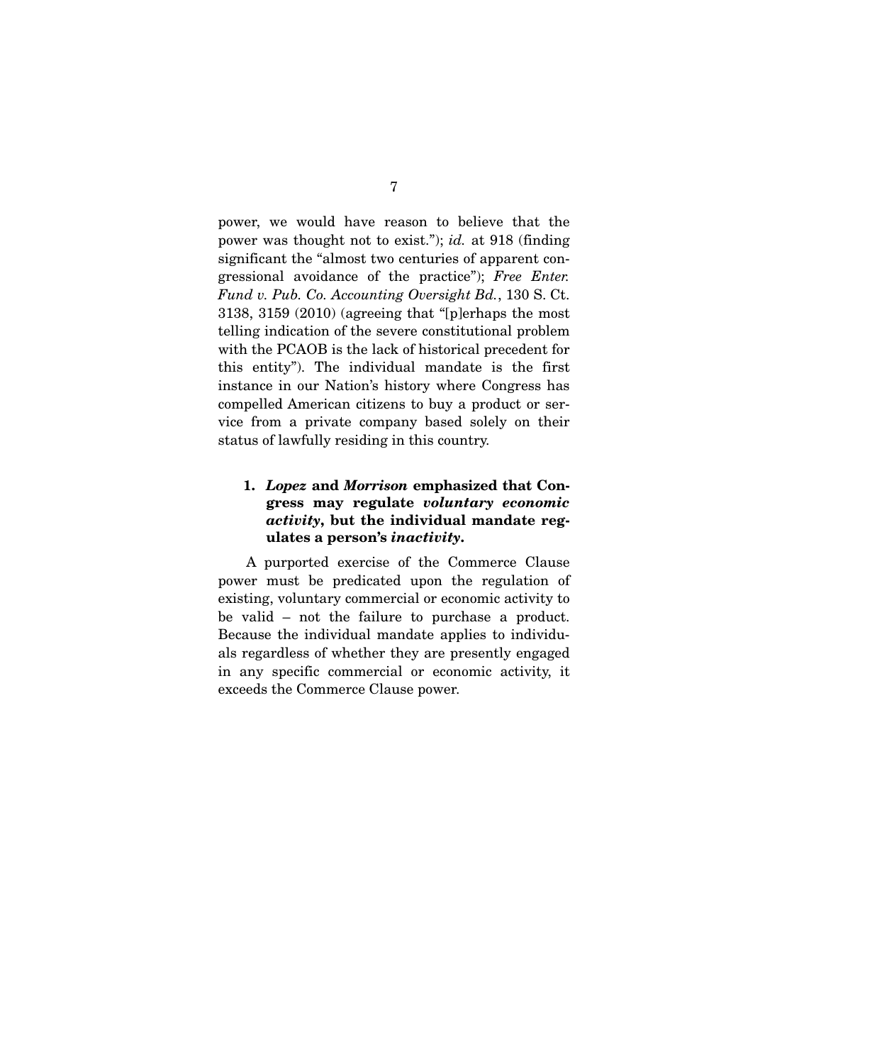power, we would have reason to believe that the power was thought not to exist."); *id.* at 918 (finding significant the "almost two centuries of apparent congressional avoidance of the practice"); *Free Enter. Fund v. Pub. Co. Accounting Oversight Bd.*, 130 S. Ct. 3138, 3159 (2010) (agreeing that "[p]erhaps the most telling indication of the severe constitutional problem with the PCAOB is the lack of historical precedent for this entity"). The individual mandate is the first instance in our Nation's history where Congress has compelled American citizens to buy a product or service from a private company based solely on their status of lawfully residing in this country.

### 1. ***Lopez*** **and** ***Morrison*** **emphasized that Congress may regulate** ***voluntary economic activity*****, but the individual mandate regulates a person's** ***inactivity*****.**

A purported exercise of the Commerce Clause power must be predicated upon the regulation of existing, voluntary commercial or economic activity to be valid – not the failure to purchase a product. Because the individual mandate applies to individuals regardless of whether they are presently engaged in any specific commercial or economic activity, it exceeds the Commerce Clause power.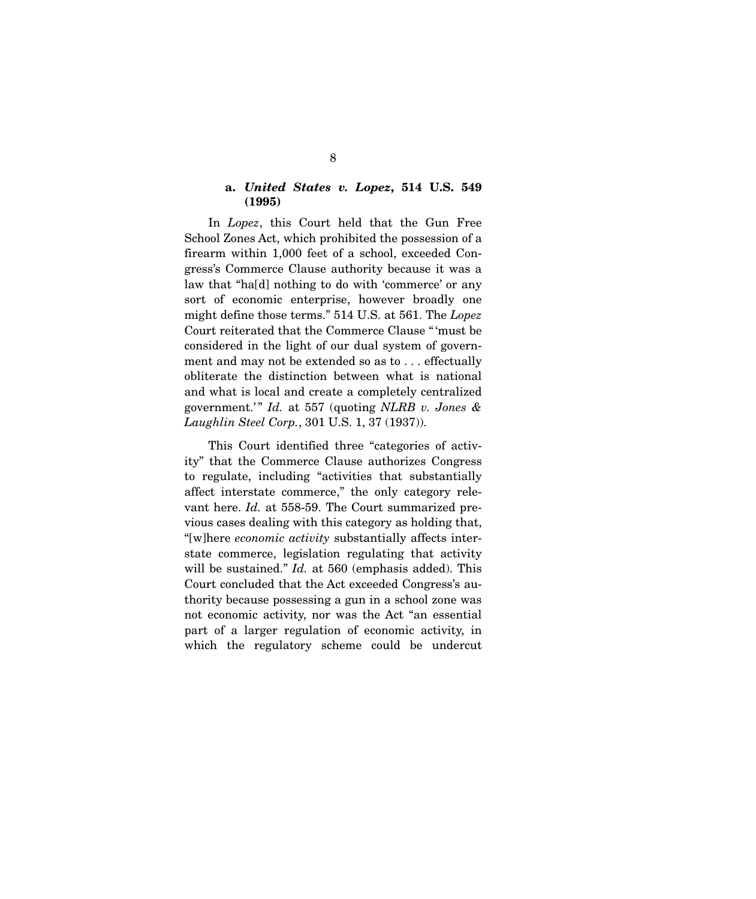#### a. *United States v. Lopez*, 514 U.S. 549 (1995)

In *Lopez*, this Court held that the Gun Free School Zones Act, which prohibited the possession of a firearm within 1,000 feet of a school, exceeded Congress's Commerce Clause authority because it was a law that "ha[d] nothing to do with 'commerce' or any sort of economic enterprise, however broadly one might define those terms." 514 U.S. at 561. The *Lopez* Court reiterated that the Commerce Clause "'must be considered in the light of our dual system of government and may not be extended so as to . . . effectually obliterate the distinction between what is national and what is local and create a completely centralized government.'" *Id.* at 557 (quoting *NLRB v. Jones & Laughlin Steel Corp.*, 301 U.S. 1, 37 (1937)).

This Court identified three "categories of activity" that the Commerce Clause authorizes Congress to regulate, including "activities that substantially affect interstate commerce," the only category relevant here. *Id.* at 558-59. The Court summarized previous cases dealing with this category as holding that, "[w]here *economic activity* substantially affects interstate commerce, legislation regulating that activity will be sustained." *Id.* at 560 (emphasis added). This Court concluded that the Act exceeded Congress's authority because possessing a gun in a school zone was not economic activity, nor was the Act "an essential part of a larger regulation of economic activity, in which the regulatory scheme could be undercut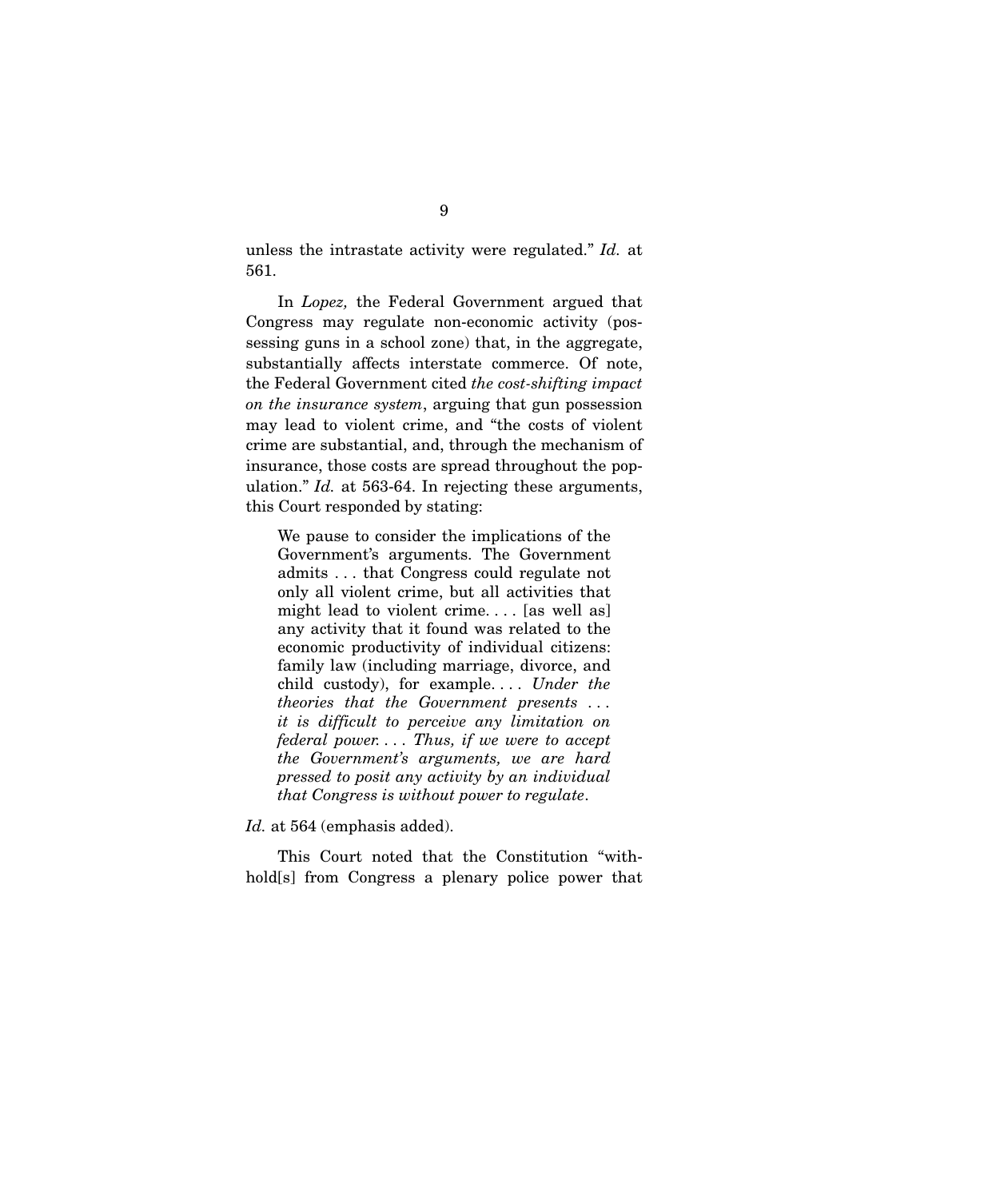unless the intrastate activity were regulated." *Id.* at 561.

In *Lopez,* the Federal Government argued that Congress may regulate non-economic activity (possessing guns in a school zone) that, in the aggregate, substantially affects interstate commerce. Of note, the Federal Government cited *the cost-shifting impact on the insurance system*, arguing that gun possession may lead to violent crime, and "the costs of violent crime are substantial, and, through the mechanism of insurance, those costs are spread throughout the population." *Id.* at 563-64. In rejecting these arguments, this Court responded by stating:

> We pause to consider the implications of the Government's arguments. The Government admits . . . that Congress could regulate not only all violent crime, but all activities that might lead to violent crime. . . . [as well as] any activity that it found was related to the economic productivity of individual citizens: family law (including marriage, divorce, and child custody), for example. . . . *Under the theories that the Government presents . . . it is difficult to perceive any limitation on federal power. . . . Thus, if we were to accept the Government's arguments, we are hard pressed to posit any activity by an individual that Congress is without power to regulate*.

*Id.* at 564 (emphasis added).

This Court noted that the Constitution "withhold[s] from Congress a plenary police power that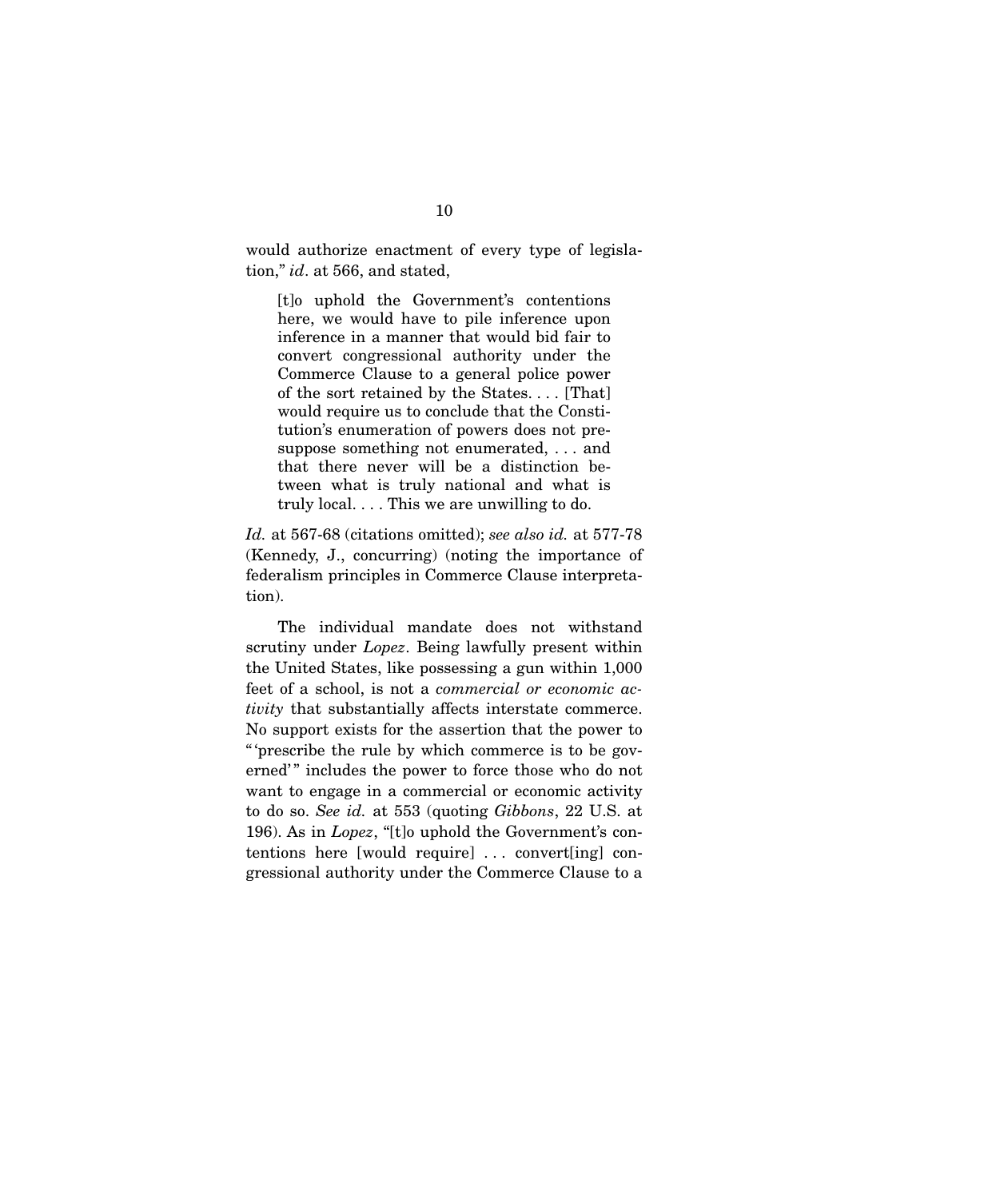would authorize enactment of every type of legislation," *id*. at 566, and stated,

> [t]o uphold the Government's contentions here, we would have to pile inference upon inference in a manner that would bid fair to convert congressional authority under the Commerce Clause to a general police power of the sort retained by the States. . . . [That] would require us to conclude that the Constitution's enumeration of powers does not presuppose something not enumerated, . . . and that there never will be a distinction between what is truly national and what is truly local. . . . This we are unwilling to do.

*Id.* at 567-68 (citations omitted); *see also id.* at 577-78 (Kennedy, J., concurring) (noting the importance of federalism principles in Commerce Clause interpretation).

The individual mandate does not withstand scrutiny under *Lopez*. Being lawfully present within the United States, like possessing a gun within 1,000 feet of a school, is not a *commercial or economic activity* that substantially affects interstate commerce. No support exists for the assertion that the power to "'prescribe the rule by which commerce is to be governed'" includes the power to force those who do not want to engage in a commercial or economic activity to do so. *See id.* at 553 (quoting *Gibbons*, 22 U.S. at 196). As in *Lopez*, "[t]o uphold the Government's contentions here [would require] . . . convert[ing] congressional authority under the Commerce Clause to a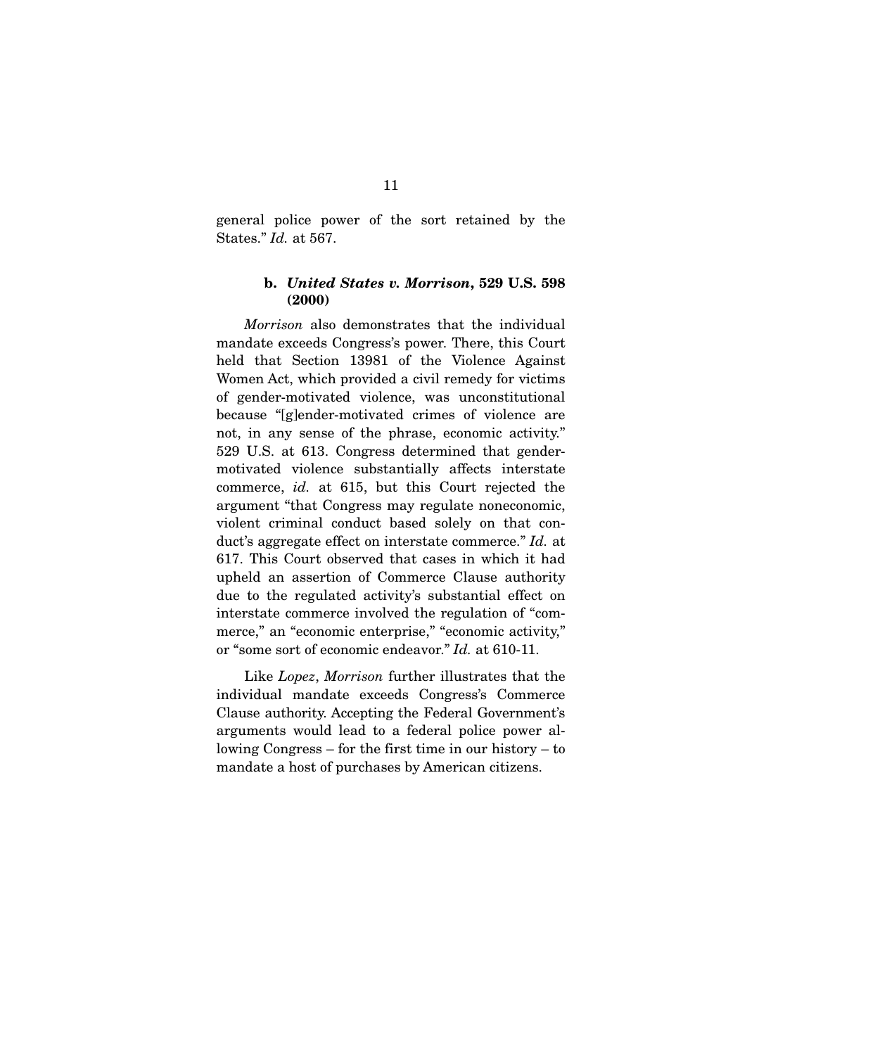general police power of the sort retained by the States." *Id.* at 567.

#### b. *United States v. Morrison*, 529 U.S. 598 (2000)

*Morrison* also demonstrates that the individual mandate exceeds Congress's power. There, this Court held that Section 13981 of the Violence Against Women Act, which provided a civil remedy for victims of gender-motivated violence, was unconstitutional because "[g]ender-motivated crimes of violence are not, in any sense of the phrase, economic activity." 529 U.S. at 613. Congress determined that gender-motivated violence substantially affects interstate commerce, *id.* at 615, but this Court rejected the argument "that Congress may regulate noneconomic, violent criminal conduct based solely on that conduct's aggregate effect on interstate commerce." *Id.* at 617. This Court observed that cases in which it had upheld an assertion of Commerce Clause authority due to the regulated activity's substantial effect on interstate commerce involved the regulation of "commerce," an "economic enterprise," "economic activity," or "some sort of economic endeavor." *Id.* at 610-11.

Like *Lopez*, *Morrison* further illustrates that the individual mandate exceeds Congress's Commerce Clause authority. Accepting the Federal Government's arguments would lead to a federal police power allowing Congress – for the first time in our history – to mandate a host of purchases by American citizens.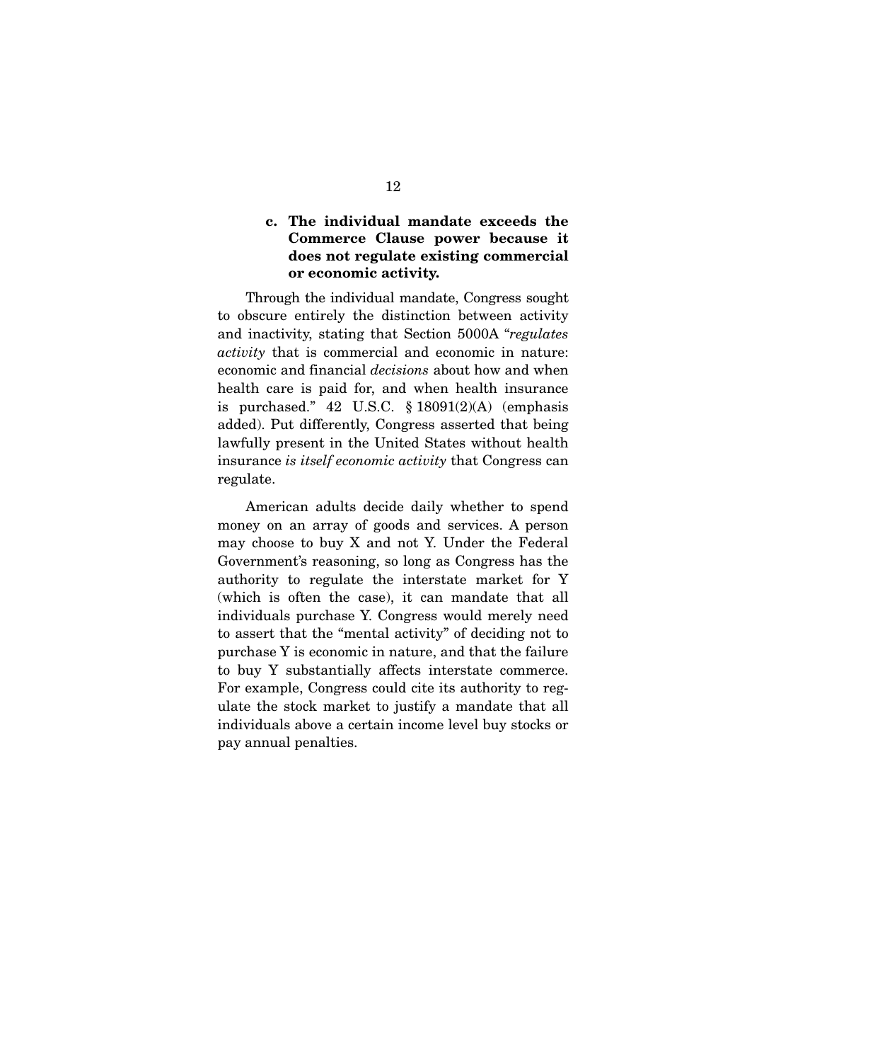### c. The individual mandate exceeds the Commerce Clause power because it does not regulate existing commercial or economic activity.

Through the individual mandate, Congress sought to obscure entirely the distinction between activity and inactivity, stating that Section 5000A "*regulates activity* that is commercial and economic in nature: economic and financial *decisions* about how and when health care is paid for, and when health insurance is purchased." 42 U.S.C. § 18091(2)(A) (emphasis added). Put differently, Congress asserted that being lawfully present in the United States without health insurance *is itself economic activity* that Congress can regulate.

American adults decide daily whether to spend money on an array of goods and services. A person may choose to buy X and not Y. Under the Federal Government's reasoning, so long as Congress has the authority to regulate the interstate market for Y (which is often the case), it can mandate that all individuals purchase Y. Congress would merely need to assert that the "mental activity" of deciding not to purchase Y is economic in nature, and that the failure to buy Y substantially affects interstate commerce. For example, Congress could cite its authority to regulate the stock market to justify a mandate that all individuals above a certain income level buy stocks or pay annual penalties.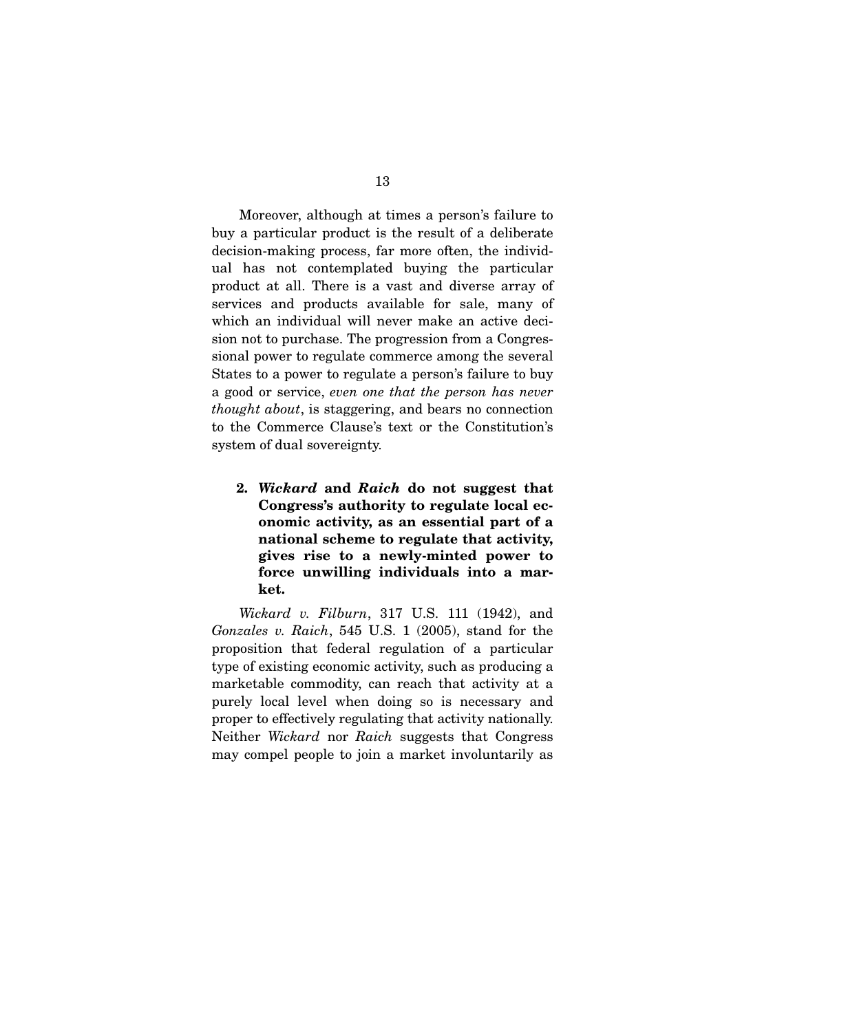Moreover, although at times a person's failure to buy a particular product is the result of a deliberate decision-making process, far more often, the individual has not contemplated buying the particular product at all. There is a vast and diverse array of services and products available for sale, many of which an individual will never make an active decision not to purchase. The progression from a Congressional power to regulate commerce among the several States to a power to regulate a person's failure to buy a good or service, *even one that the person has never thought about*, is staggering, and bears no connection to the Commerce Clause's text or the Constitution's system of dual sovereignty.

**2. *Wickard* and *Raich* do not suggest that Congress's authority to regulate local economic activity, as an essential part of a national scheme to regulate that activity, gives rise to a newly-minted power to force unwilling individuals into a market.**

*Wickard v. Filburn*, 317 U.S. 111 (1942), and *Gonzales v. Raich*, 545 U.S. 1 (2005), stand for the proposition that federal regulation of a particular type of existing economic activity, such as producing a marketable commodity, can reach that activity at a purely local level when doing so is necessary and proper to effectively regulating that activity nationally. Neither *Wickard* nor *Raich* suggests that Congress may compel people to join a market involuntarily as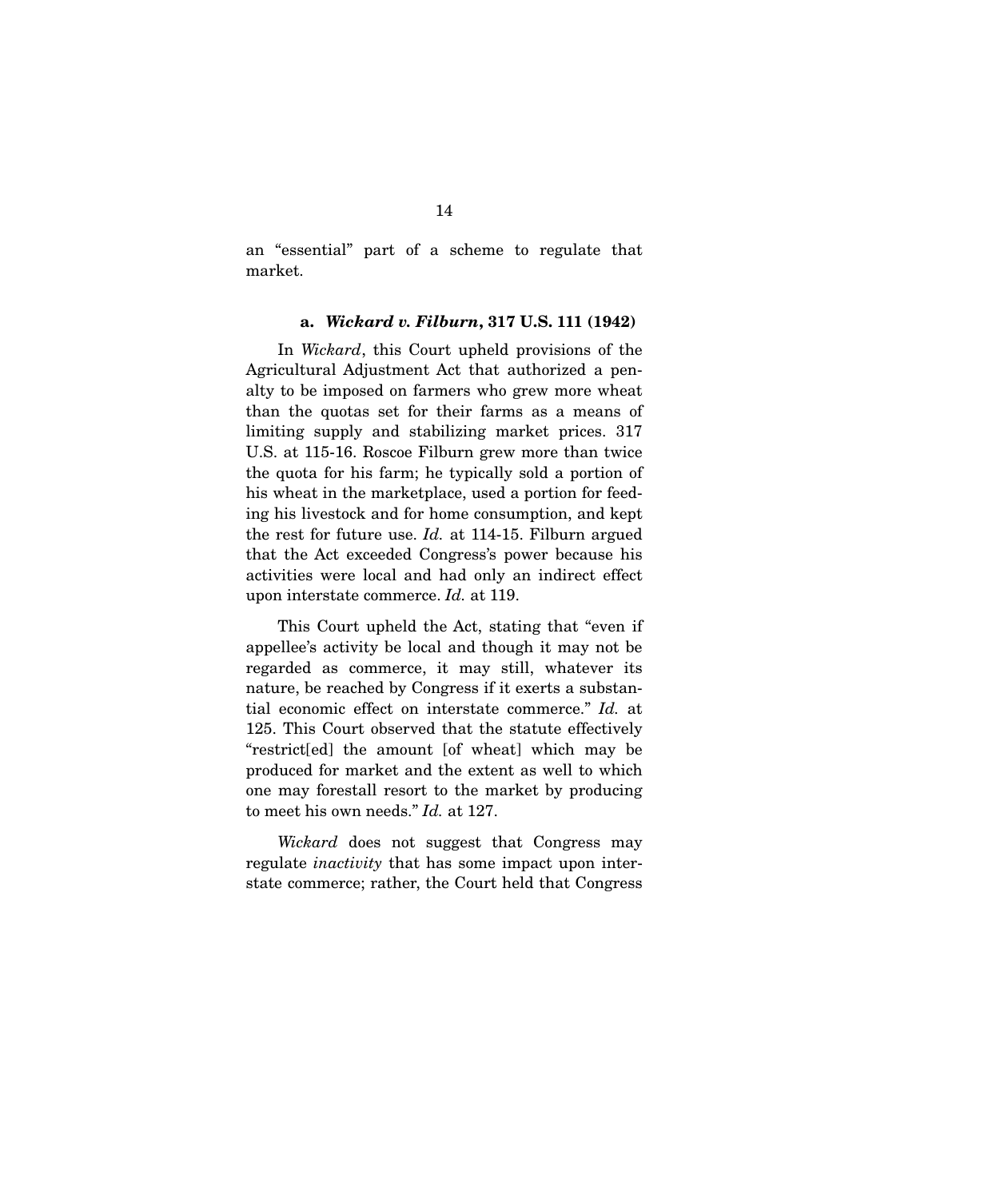an "essential" part of a scheme to regulate that market.

#### a. ***Wickard v. Filburn*, 317 U.S. 111 (1942)**

In *Wickard*, this Court upheld provisions of the Agricultural Adjustment Act that authorized a penalty to be imposed on farmers who grew more wheat than the quotas set for their farms as a means of limiting supply and stabilizing market prices. 317 U.S. at 115-16. Roscoe Filburn grew more than twice the quota for his farm; he typically sold a portion of his wheat in the marketplace, used a portion for feeding his livestock and for home consumption, and kept the rest for future use. *Id.* at 114-15. Filburn argued that the Act exceeded Congress's power because his activities were local and had only an indirect effect upon interstate commerce. *Id.* at 119.

This Court upheld the Act, stating that "even if appellee's activity be local and though it may not be regarded as commerce, it may still, whatever its nature, be reached by Congress if it exerts a substantial economic effect on interstate commerce." *Id.* at 125. This Court observed that the statute effectively "restrict[ed] the amount [of wheat] which may be produced for market and the extent as well to which one may forestall resort to the market by producing to meet his own needs." *Id.* at 127.

*Wickard* does not suggest that Congress may regulate *inactivity* that has some impact upon interstate commerce; rather, the Court held that Congress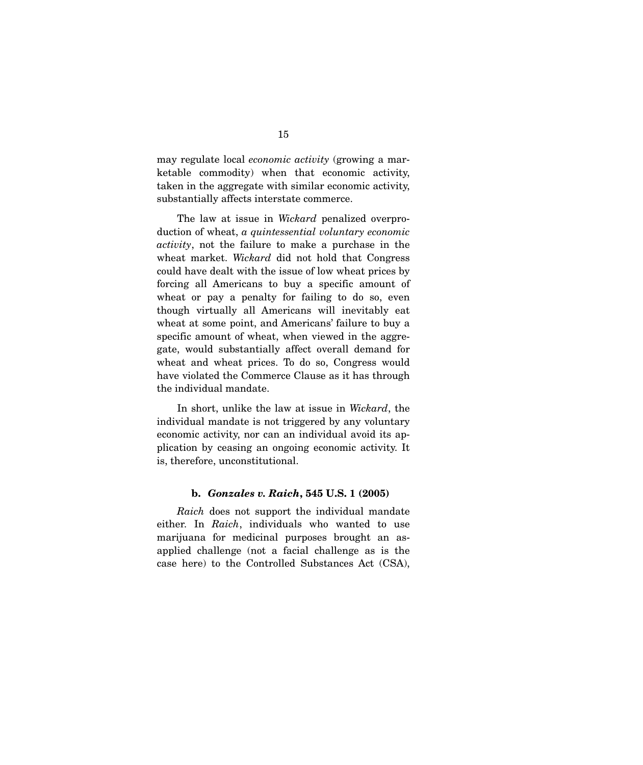may regulate local *economic activity* (growing a marketable commodity) when that economic activity, taken in the aggregate with similar economic activity, substantially affects interstate commerce.

The law at issue in *Wickard* penalized overproduction of wheat, *a quintessential voluntary economic activity*, not the failure to make a purchase in the wheat market. *Wickard* did not hold that Congress could have dealt with the issue of low wheat prices by forcing all Americans to buy a specific amount of wheat or pay a penalty for failing to do so, even though virtually all Americans will inevitably eat wheat at some point, and Americans' failure to buy a specific amount of wheat, when viewed in the aggregate, would substantially affect overall demand for wheat and wheat prices. To do so, Congress would have violated the Commerce Clause as it has through the individual mandate.

In short, unlike the law at issue in *Wickard*, the individual mandate is not triggered by any voluntary economic activity, nor can an individual avoid its application by ceasing an ongoing economic activity. It is, therefore, unconstitutional.

#### b. *Gonzales v. Raich*, 545 U.S. 1 (2005)

*Raich* does not support the individual mandate either. In *Raich*, individuals who wanted to use marijuana for medicinal purposes brought an as-applied challenge (not a facial challenge as is the case here) to the Controlled Substances Act (CSA),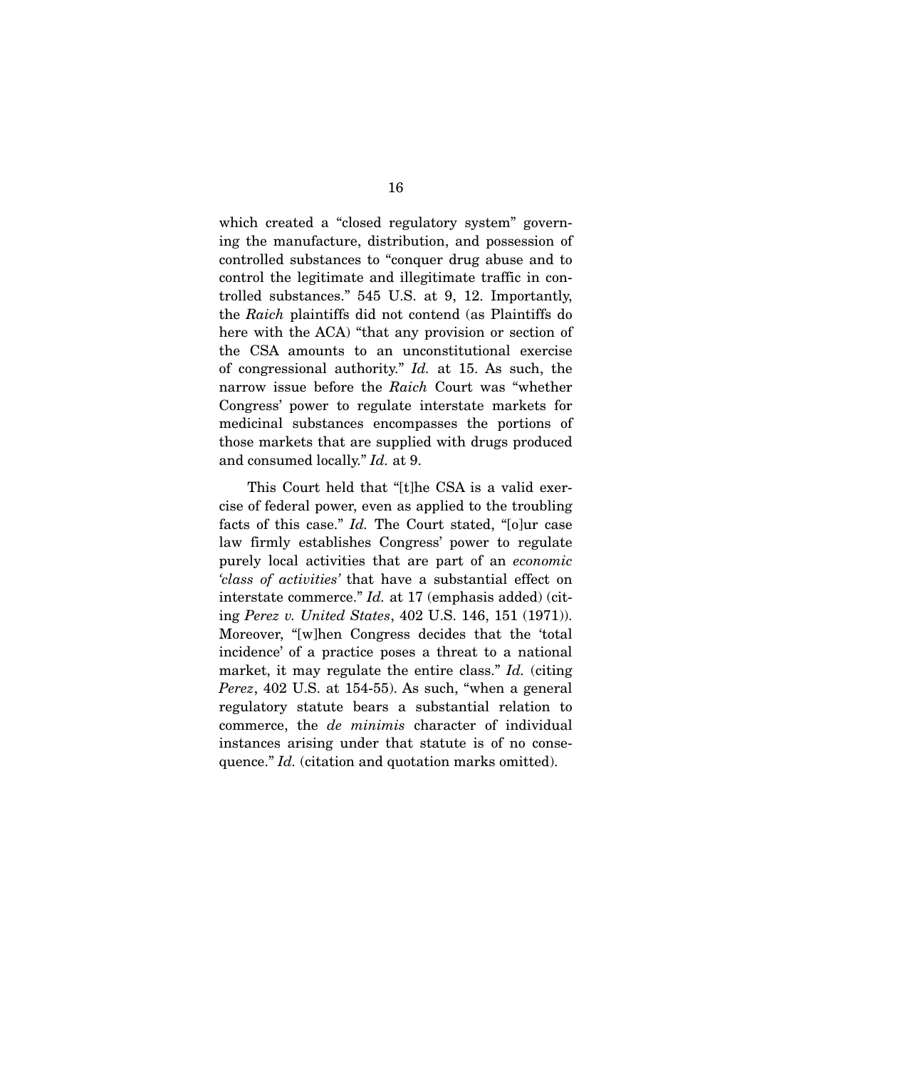which created a "closed regulatory system" governing the manufacture, distribution, and possession of controlled substances to "conquer drug abuse and to control the legitimate and illegitimate traffic in controlled substances." 545 U.S. at 9, 12. Importantly, the *Raich* plaintiffs did not contend (as Plaintiffs do here with the ACA) "that any provision or section of the CSA amounts to an unconstitutional exercise of congressional authority." *Id.* at 15. As such, the narrow issue before the *Raich* Court was "whether Congress' power to regulate interstate markets for medicinal substances encompasses the portions of those markets that are supplied with drugs produced and consumed locally." *Id.* at 9.

This Court held that "[t]he CSA is a valid exercise of federal power, even as applied to the troubling facts of this case." *Id.* The Court stated, "[o]ur case law firmly establishes Congress' power to regulate purely local activities that are part of an *economic 'class of activities'* that have a substantial effect on interstate commerce." *Id.* at 17 (emphasis added) (citing *Perez v. United States*, 402 U.S. 146, 151 (1971)). Moreover, "[w]hen Congress decides that the 'total incidence' of a practice poses a threat to a national market, it may regulate the entire class." *Id.* (citing *Perez*, 402 U.S. at 154-55). As such, "when a general regulatory statute bears a substantial relation to commerce, the *de minimis* character of individual instances arising under that statute is of no consequence." *Id.* (citation and quotation marks omitted).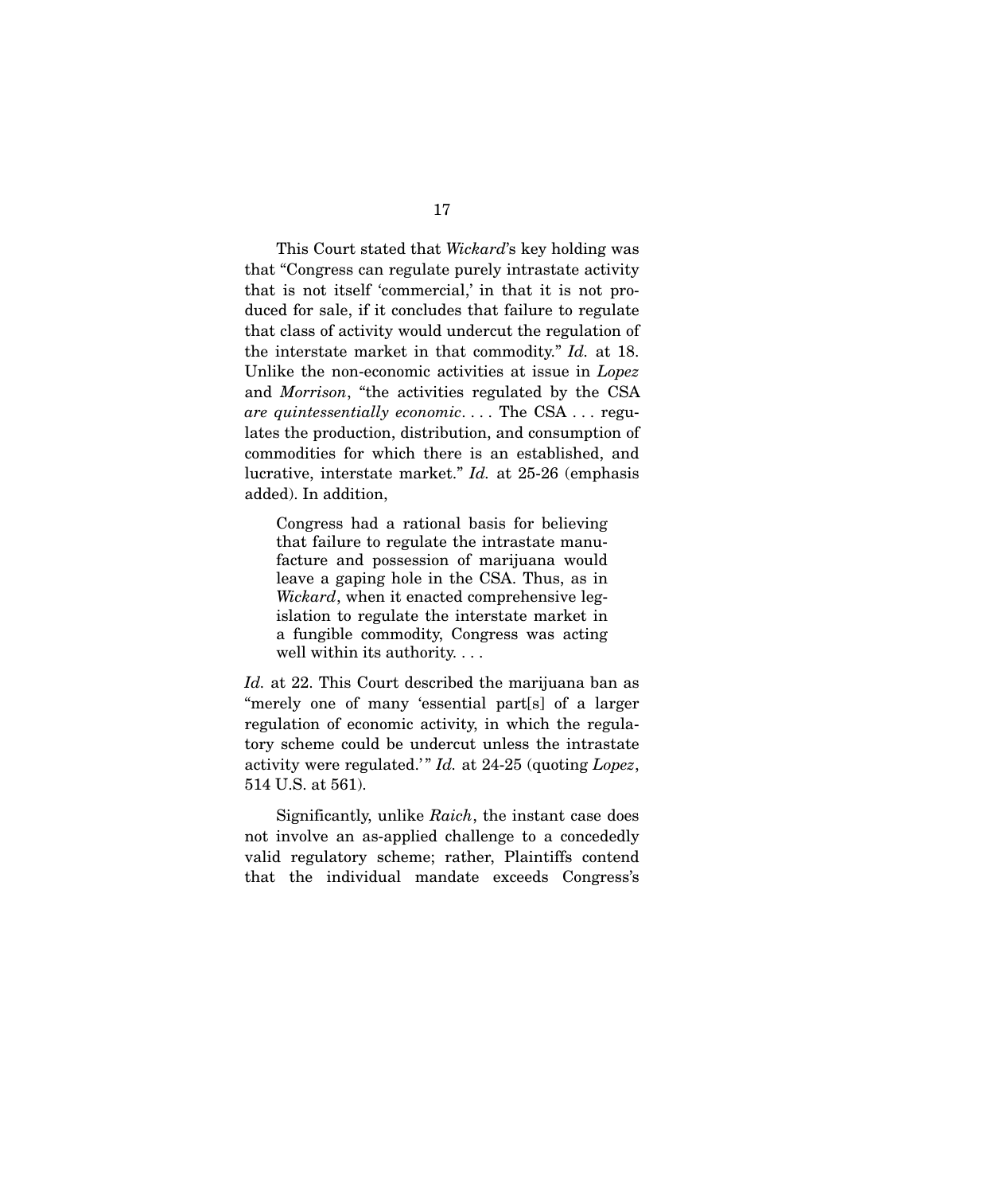This Court stated that *Wickard*'s key holding was that "Congress can regulate purely intrastate activity that is not itself 'commercial,' in that it is not produced for sale, if it concludes that failure to regulate that class of activity would undercut the regulation of the interstate market in that commodity." *Id.* at 18. Unlike the non-economic activities at issue in *Lopez* and *Morrison*, "the activities regulated by the CSA *are quintessentially economic*. . . . The CSA . . . regulates the production, distribution, and consumption of commodities for which there is an established, and lucrative, interstate market." *Id.* at 25-26 (emphasis added). In addition,

> Congress had a rational basis for believing that failure to regulate the intrastate manufacture and possession of marijuana would leave a gaping hole in the CSA. Thus, as in *Wickard*, when it enacted comprehensive legislation to regulate the interstate market in a fungible commodity, Congress was acting well within its authority. . . .

*Id.* at 22. This Court described the marijuana ban as "merely one of many 'essential part[s] of a larger regulation of economic activity, in which the regulatory scheme could be undercut unless the intrastate activity were regulated.'" *Id.* at 24-25 (quoting *Lopez*, 514 U.S. at 561).

Significantly, unlike *Raich*, the instant case does not involve an as-applied challenge to a concededly valid regulatory scheme; rather, Plaintiffs contend that the individual mandate exceeds Congress's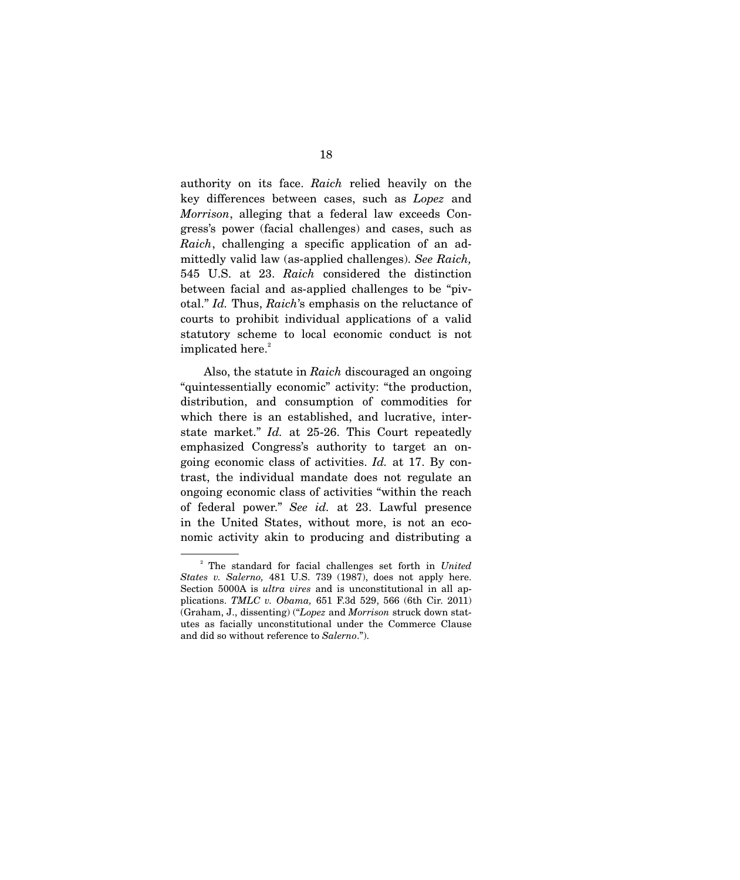authority on its face. *Raich* relied heavily on the key differences between cases, such as *Lopez* and *Morrison*, alleging that a federal law exceeds Congress's power (facial challenges) and cases, such as *Raich*, challenging a specific application of an admittedly valid law (as-applied challenges). *See Raich,* 545 U.S. at 23. *Raich* considered the distinction between facial and as-applied challenges to be "pivotal." *Id.* Thus, *Raich*'s emphasis on the reluctance of courts to prohibit individual applications of a valid statutory scheme to local economic conduct is not implicated here.[2]

Also, the statute in *Raich* discouraged an ongoing "quintessentially economic" activity: "the production, distribution, and consumption of commodities for which there is an established, and lucrative, interstate market." *Id.* at 25-26. This Court repeatedly emphasized Congress's authority to target an ongoing economic class of activities. *Id.* at 17. By contrast, the individual mandate does not regulate an ongoing economic class of activities "within the reach of federal power." *See id.* at 23. Lawful presence in the United States, without more, is not an economic activity akin to producing and distributing a

---

[2] The standard for facial challenges set forth in *United States v. Salerno,* 481 U.S. 739 (1987), does not apply here. Section 5000A is *ultra vires* and is unconstitutional in all applications. *TMLC v. Obama,* 651 F.3d 529, 566 (6th Cir. 2011) (Graham, J., dissenting) ("*Lopez* and *Morrison* struck down statutes as facially unconstitutional under the Commerce Clause and did so without reference to *Salerno*.").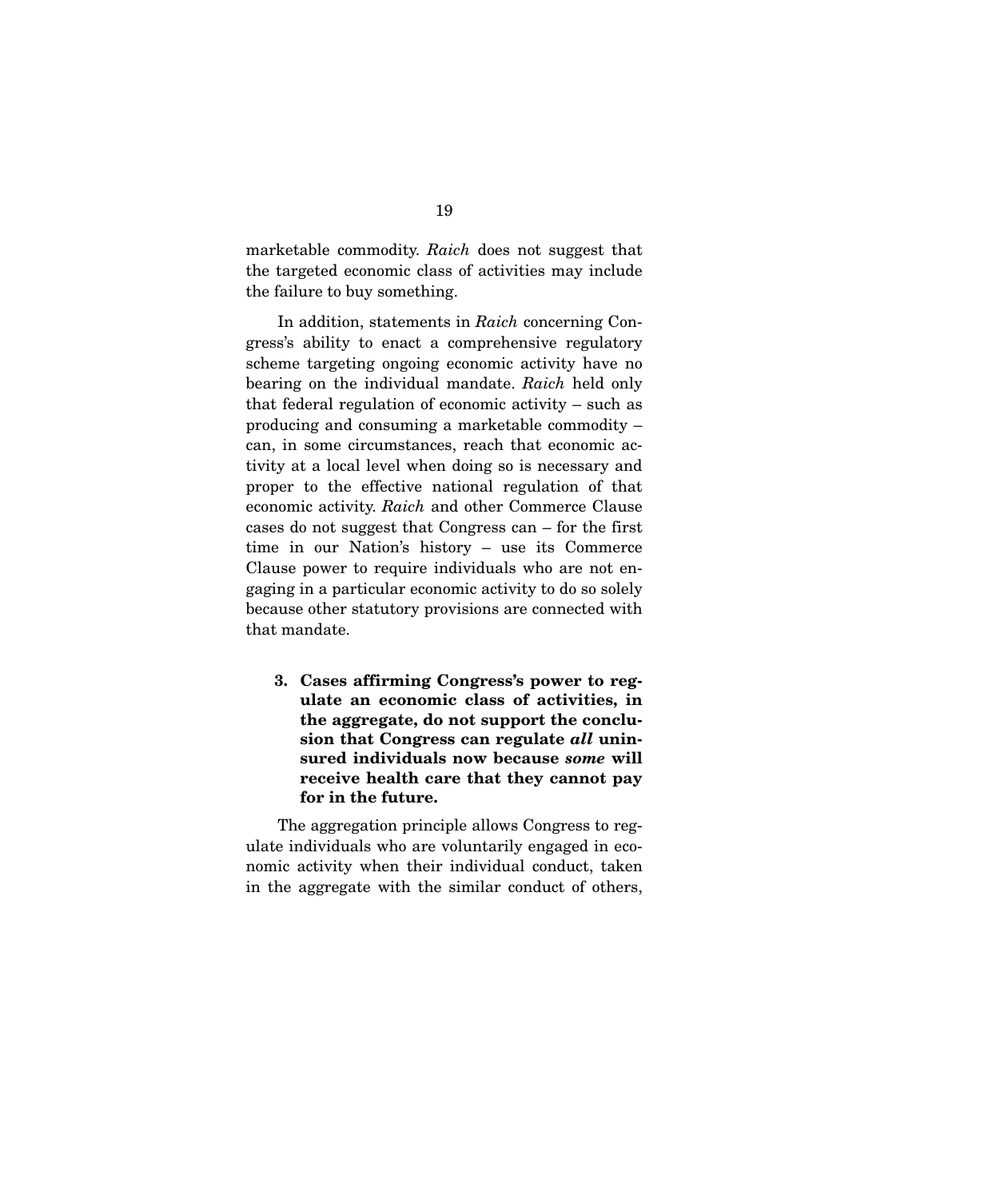marketable commodity. *Raich* does not suggest that the targeted economic class of activities may include the failure to buy something.

In addition, statements in *Raich* concerning Congress's ability to enact a comprehensive regulatory scheme targeting ongoing economic activity have no bearing on the individual mandate. *Raich* held only that federal regulation of economic activity – such as producing and consuming a marketable commodity – can, in some circumstances, reach that economic activity at a local level when doing so is necessary and proper to the effective national regulation of that economic activity. *Raich* and other Commerce Clause cases do not suggest that Congress can – for the first time in our Nation's history – use its Commerce Clause power to require individuals who are not engaging in a particular economic activity to do so solely because other statutory provisions are connected with that mandate.

### 3. Cases affirming Congress's power to regulate an economic class of activities, in the aggregate, do not support the conclusion that Congress can regulate *all* uninsured individuals now because *some* will receive health care that they cannot pay for in the future.

The aggregation principle allows Congress to regulate individuals who are voluntarily engaged in economic activity when their individual conduct, taken in the aggregate with the similar conduct of others,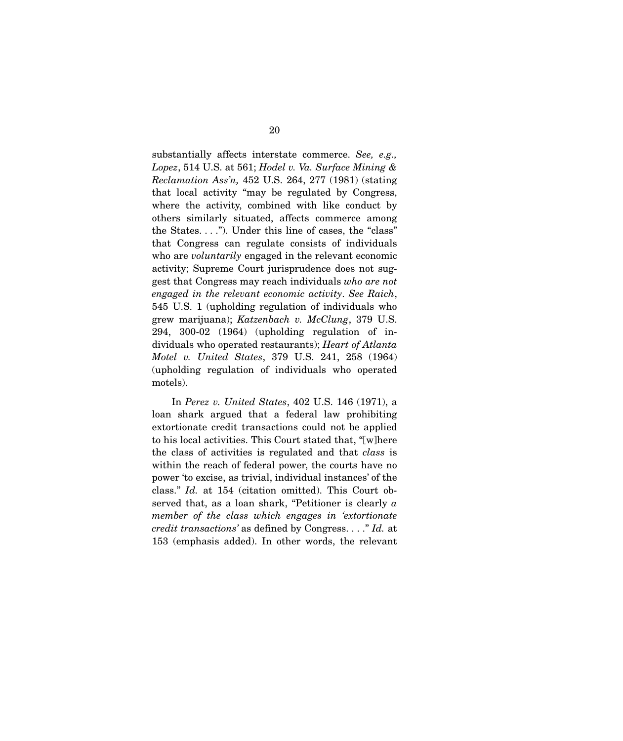substantially affects interstate commerce. *See, e.g., Lopez*, 514 U.S. at 561; *Hodel v. Va. Surface Mining & Reclamation Ass'n,* 452 U.S. 264, 277 (1981) (stating that local activity "may be regulated by Congress, where the activity, combined with like conduct by others similarly situated, affects commerce among the States. . . ."). Under this line of cases, the "class" that Congress can regulate consists of individuals who are *voluntarily* engaged in the relevant economic activity; Supreme Court jurisprudence does not suggest that Congress may reach individuals *who are not engaged in the relevant economic activity*. *See Raich*, 545 U.S. 1 (upholding regulation of individuals who grew marijuana); *Katzenbach v. McClung*, 379 U.S. 294, 300-02 (1964) (upholding regulation of individuals who operated restaurants); *Heart of Atlanta Motel v. United States*, 379 U.S. 241, 258 (1964) (upholding regulation of individuals who operated motels).

In *Perez v. United States*, 402 U.S. 146 (1971), a loan shark argued that a federal law prohibiting extortionate credit transactions could not be applied to his local activities. This Court stated that, "[w]here the class of activities is regulated and that *class* is within the reach of federal power, the courts have no power 'to excise, as trivial, individual instances' of the class." *Id.* at 154 (citation omitted). This Court observed that, as a loan shark, "Petitioner is clearly *a member of the class which engages in 'extortionate credit transactions'* as defined by Congress. . . ." *Id.* at 153 (emphasis added). In other words, the relevant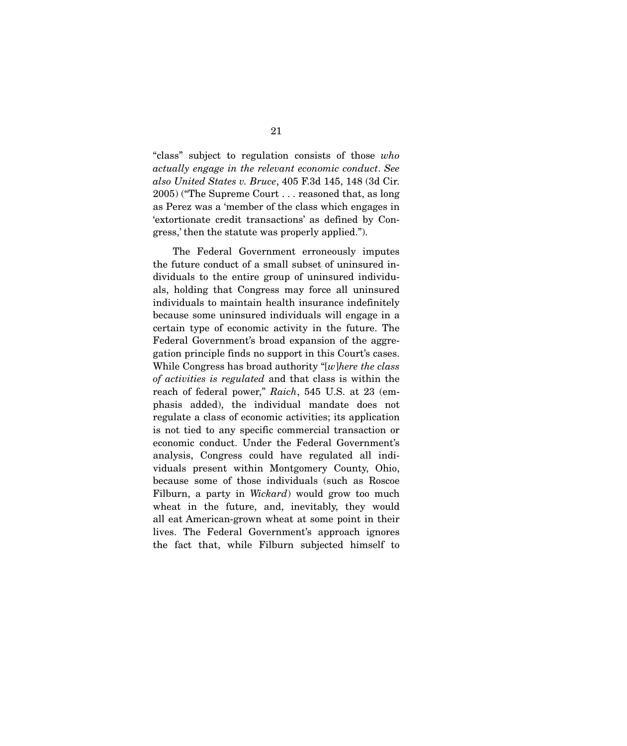"class" subject to regulation consists of those *who actually engage in the relevant economic conduct*. *See also United States v. Bruce*, 405 F.3d 145, 148 (3d Cir. 2005) ("The Supreme Court . . . reasoned that, as long as Perez was a 'member of the class which engages in 'extortionate credit transactions' as defined by Congress,' then the statute was properly applied.").

The Federal Government erroneously imputes the future conduct of a small subset of uninsured individuals to the entire group of uninsured individuals, holding that Congress may force all uninsured individuals to maintain health insurance indefinitely because some uninsured individuals will engage in a certain type of economic activity in the future. The Federal Government's broad expansion of the aggregation principle finds no support in this Court's cases. While Congress has broad authority "[*w*]*here the class of activities is regulated* and that class is within the reach of federal power," *Raich*, 545 U.S. at 23 (emphasis added), the individual mandate does not regulate a class of economic activities; its application is not tied to any specific commercial transaction or economic conduct. Under the Federal Government's analysis, Congress could have regulated all individuals present within Montgomery County, Ohio, because some of those individuals (such as Roscoe Filburn, a party in *Wickard*) would grow too much wheat in the future, and, inevitably, they would all eat American-grown wheat at some point in their lives. The Federal Government's approach ignores the fact that, while Filburn subjected himself to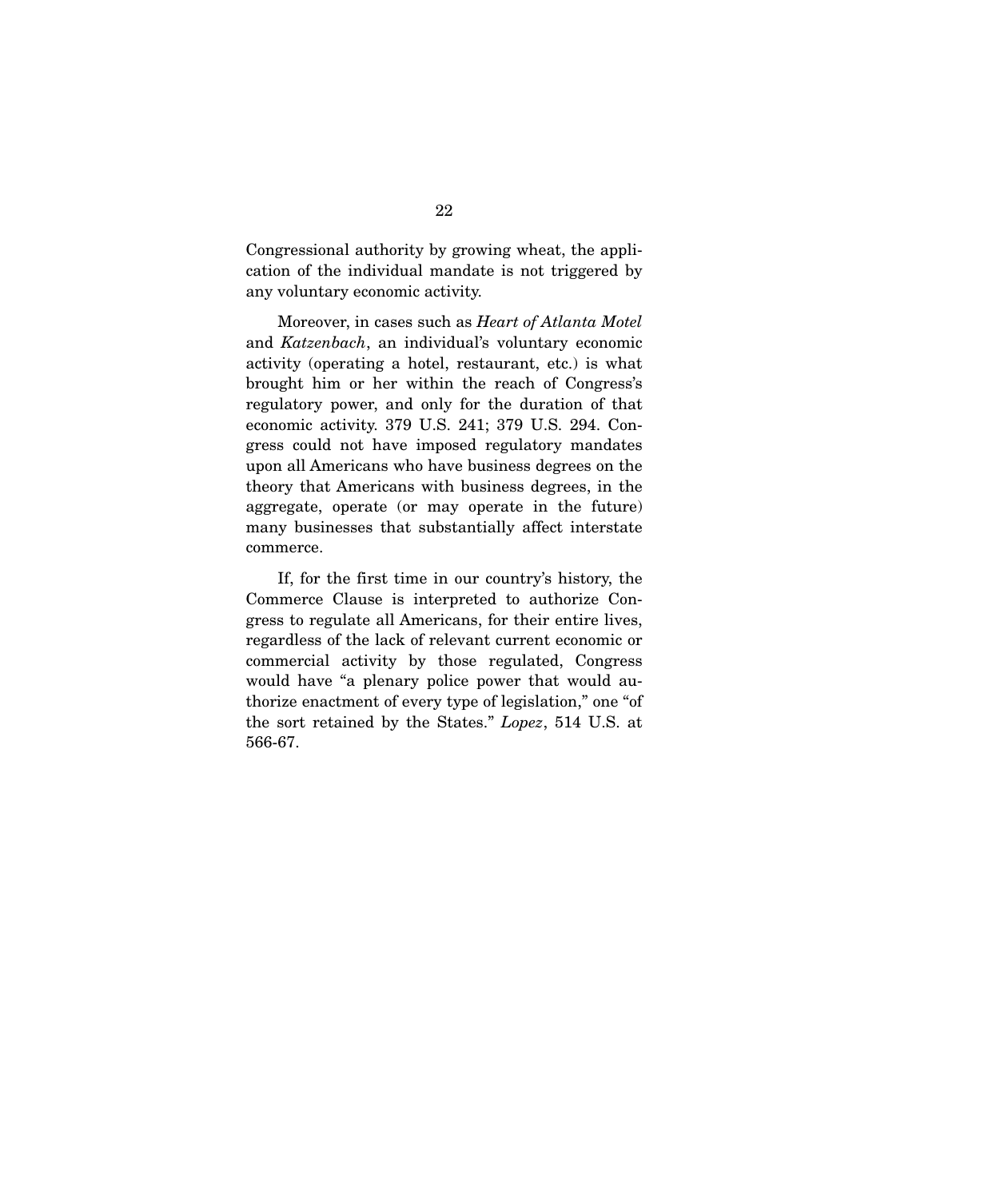Congressional authority by growing wheat, the application of the individual mandate is not triggered by any voluntary economic activity.

Moreover, in cases such as *Heart of Atlanta Motel* and *Katzenbach*, an individual's voluntary economic activity (operating a hotel, restaurant, etc.) is what brought him or her within the reach of Congress's regulatory power, and only for the duration of that economic activity. 379 U.S. 241; 379 U.S. 294. Congress could not have imposed regulatory mandates upon all Americans who have business degrees on the theory that Americans with business degrees, in the aggregate, operate (or may operate in the future) many businesses that substantially affect interstate commerce.

If, for the first time in our country's history, the Commerce Clause is interpreted to authorize Congress to regulate all Americans, for their entire lives, regardless of the lack of relevant current economic or commercial activity by those regulated, Congress would have "a plenary police power that would authorize enactment of every type of legislation," one "of the sort retained by the States." *Lopez*, 514 U.S. at 566-67.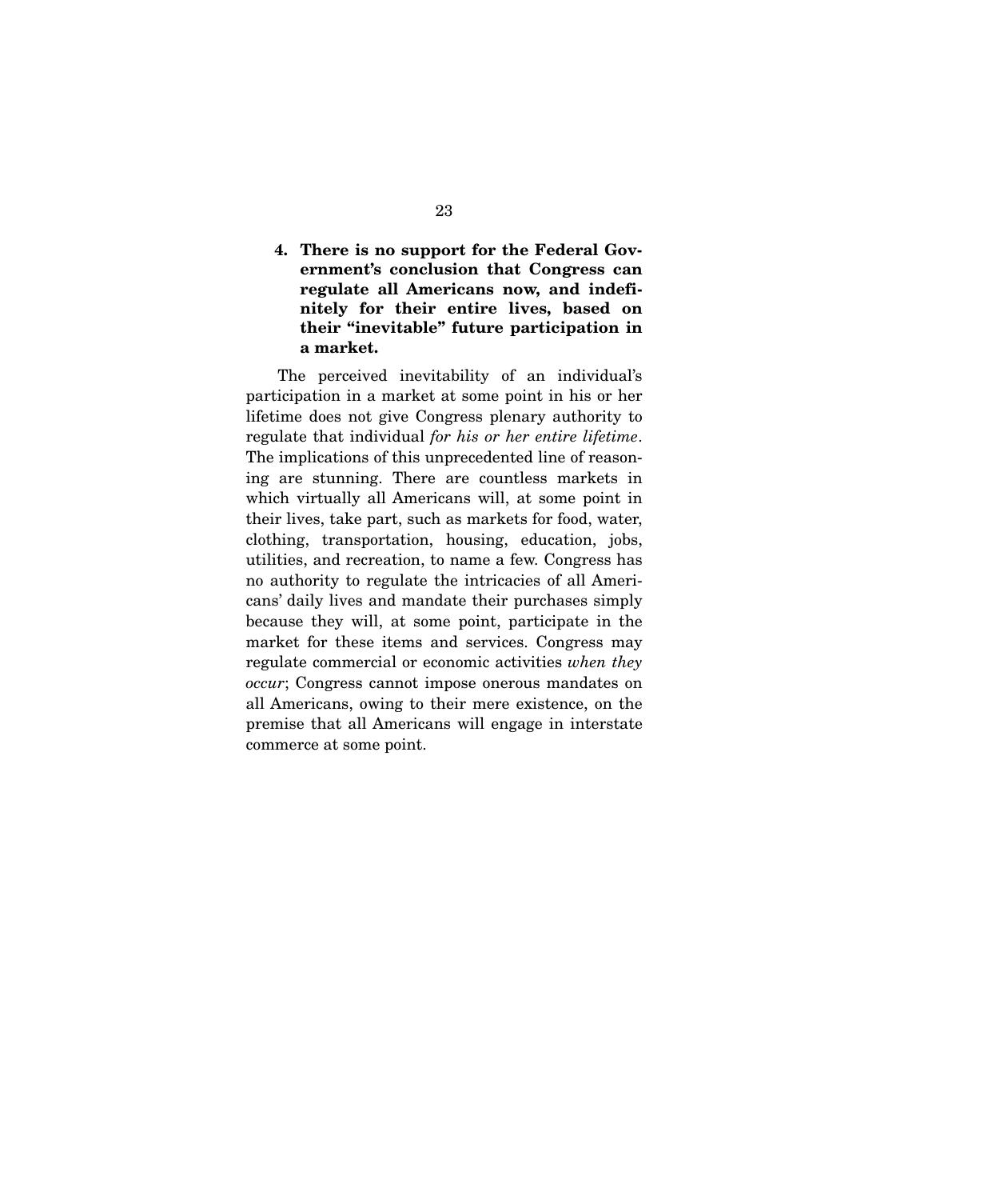**4. There is no support for the Federal Government's conclusion that Congress can regulate all Americans now, and indefinitely for their entire lives, based on their "inevitable" future participation in a market.**

The perceived inevitability of an individual's participation in a market at some point in his or her lifetime does not give Congress plenary authority to regulate that individual *for his or her entire lifetime*. The implications of this unprecedented line of reasoning are stunning. There are countless markets in which virtually all Americans will, at some point in their lives, take part, such as markets for food, water, clothing, transportation, housing, education, jobs, utilities, and recreation, to name a few. Congress has no authority to regulate the intricacies of all Americans' daily lives and mandate their purchases simply because they will, at some point, participate in the market for these items and services. Congress may regulate commercial or economic activities *when they occur*; Congress cannot impose onerous mandates on all Americans, owing to their mere existence, on the premise that all Americans will engage in interstate commerce at some point.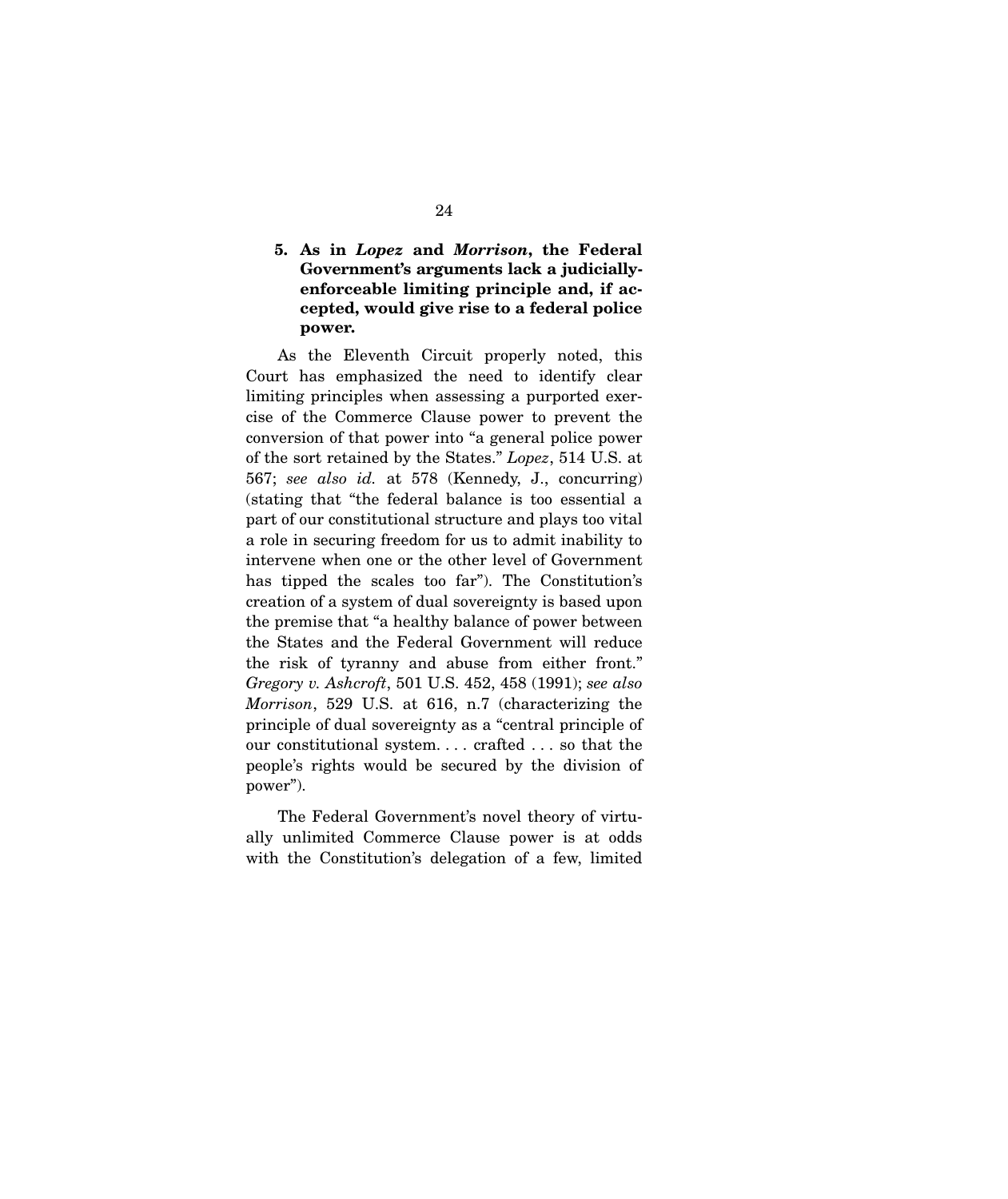**5. As in *Lopez* and *Morrison*, the Federal Government's arguments lack a judicially-enforceable limiting principle and, if accepted, would give rise to a federal police power.**

As the Eleventh Circuit properly noted, this Court has emphasized the need to identify clear limiting principles when assessing a purported exercise of the Commerce Clause power to prevent the conversion of that power into "a general police power of the sort retained by the States." *Lopez*, 514 U.S. at 567; *see also id.* at 578 (Kennedy, J., concurring) (stating that "the federal balance is too essential a part of our constitutional structure and plays too vital a role in securing freedom for us to admit inability to intervene when one or the other level of Government has tipped the scales too far"). The Constitution's creation of a system of dual sovereignty is based upon the premise that "a healthy balance of power between the States and the Federal Government will reduce the risk of tyranny and abuse from either front." *Gregory v. Ashcroft*, 501 U.S. 452, 458 (1991); *see also Morrison*, 529 U.S. at 616, n.7 (characterizing the principle of dual sovereignty as a "central principle of our constitutional system. . . . crafted . . . so that the people's rights would be secured by the division of power").

The Federal Government's novel theory of virtually unlimited Commerce Clause power is at odds with the Constitution's delegation of a few, limited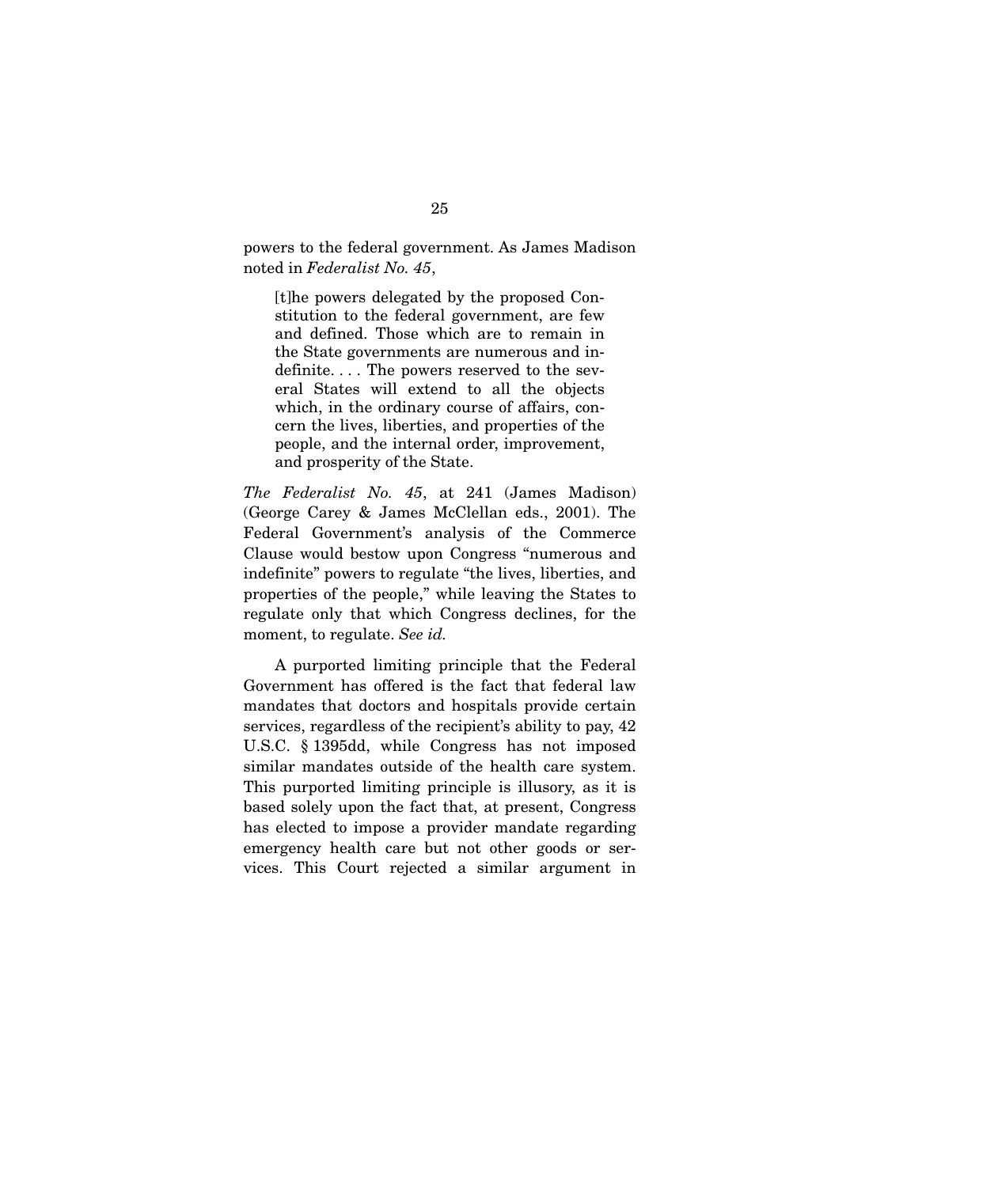powers to the federal government. As James Madison noted in *Federalist No. 45*,

> [t]he powers delegated by the proposed Constitution to the federal government, are few and defined. Those which are to remain in the State governments are numerous and indefinite. . . . The powers reserved to the several States will extend to all the objects which, in the ordinary course of affairs, concern the lives, liberties, and properties of the people, and the internal order, improvement, and prosperity of the State.

*The Federalist No. 45*, at 241 (James Madison) (George Carey & James McClellan eds., 2001). The Federal Government's analysis of the Commerce Clause would bestow upon Congress "numerous and indefinite" powers to regulate "the lives, liberties, and properties of the people," while leaving the States to regulate only that which Congress declines, for the moment, to regulate. *See id.*

A purported limiting principle that the Federal Government has offered is the fact that federal law mandates that doctors and hospitals provide certain services, regardless of the recipient's ability to pay, 42 U.S.C. § 1395dd, while Congress has not imposed similar mandates outside of the health care system. This purported limiting principle is illusory, as it is based solely upon the fact that, at present, Congress has elected to impose a provider mandate regarding emergency health care but not other goods or services. This Court rejected a similar argument in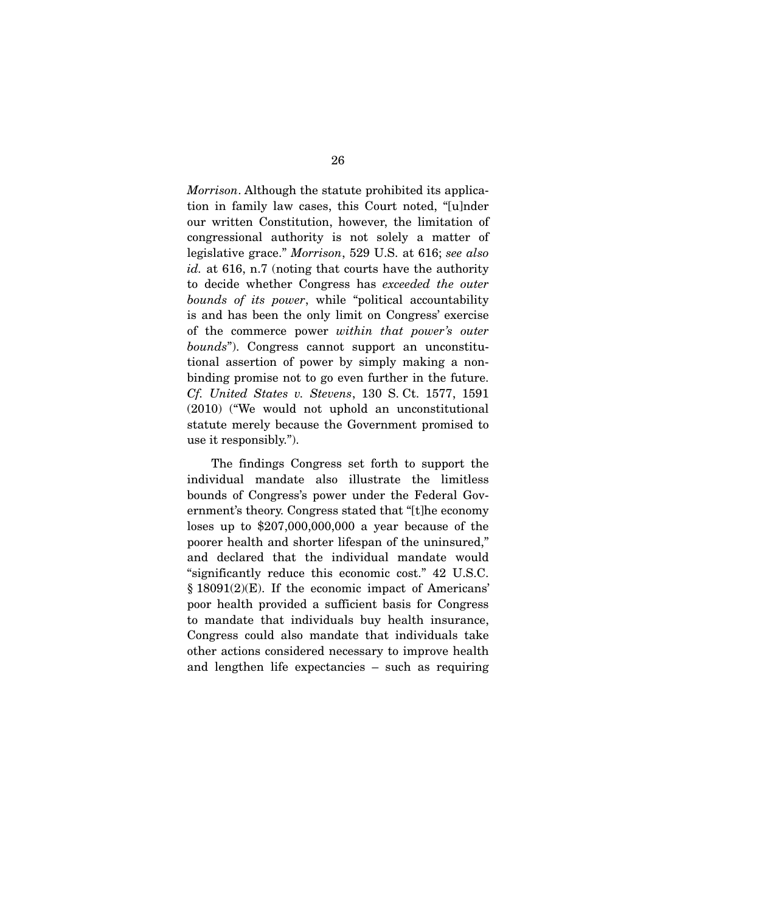*Morrison*. Although the statute prohibited its application in family law cases, this Court noted, "[u]nder our written Constitution, however, the limitation of congressional authority is not solely a matter of legislative grace." *Morrison*, 529 U.S. at 616; *see also id.* at 616, n.7 (noting that courts have the authority to decide whether Congress has *exceeded the outer bounds of its power*, while "political accountability is and has been the only limit on Congress' exercise of the commerce power *within that power's outer bounds*"). Congress cannot support an unconstitutional assertion of power by simply making a nonbinding promise not to go even further in the future. *Cf. United States v. Stevens*, 130 S. Ct. 1577, 1591 (2010) ("We would not uphold an unconstitutional statute merely because the Government promised to use it responsibly.").

The findings Congress set forth to support the individual mandate also illustrate the limitless bounds of Congress's power under the Federal Government's theory. Congress stated that "[t]he economy loses up to $207,000,000,000 a year because of the poorer health and shorter lifespan of the uninsured," and declared that the individual mandate would "significantly reduce this economic cost." 42 U.S.C. § 18091(2)(E). If the economic impact of Americans' poor health provided a sufficient basis for Congress to mandate that individuals buy health insurance, Congress could also mandate that individuals take other actions considered necessary to improve health and lengthen life expectancies – such as requiring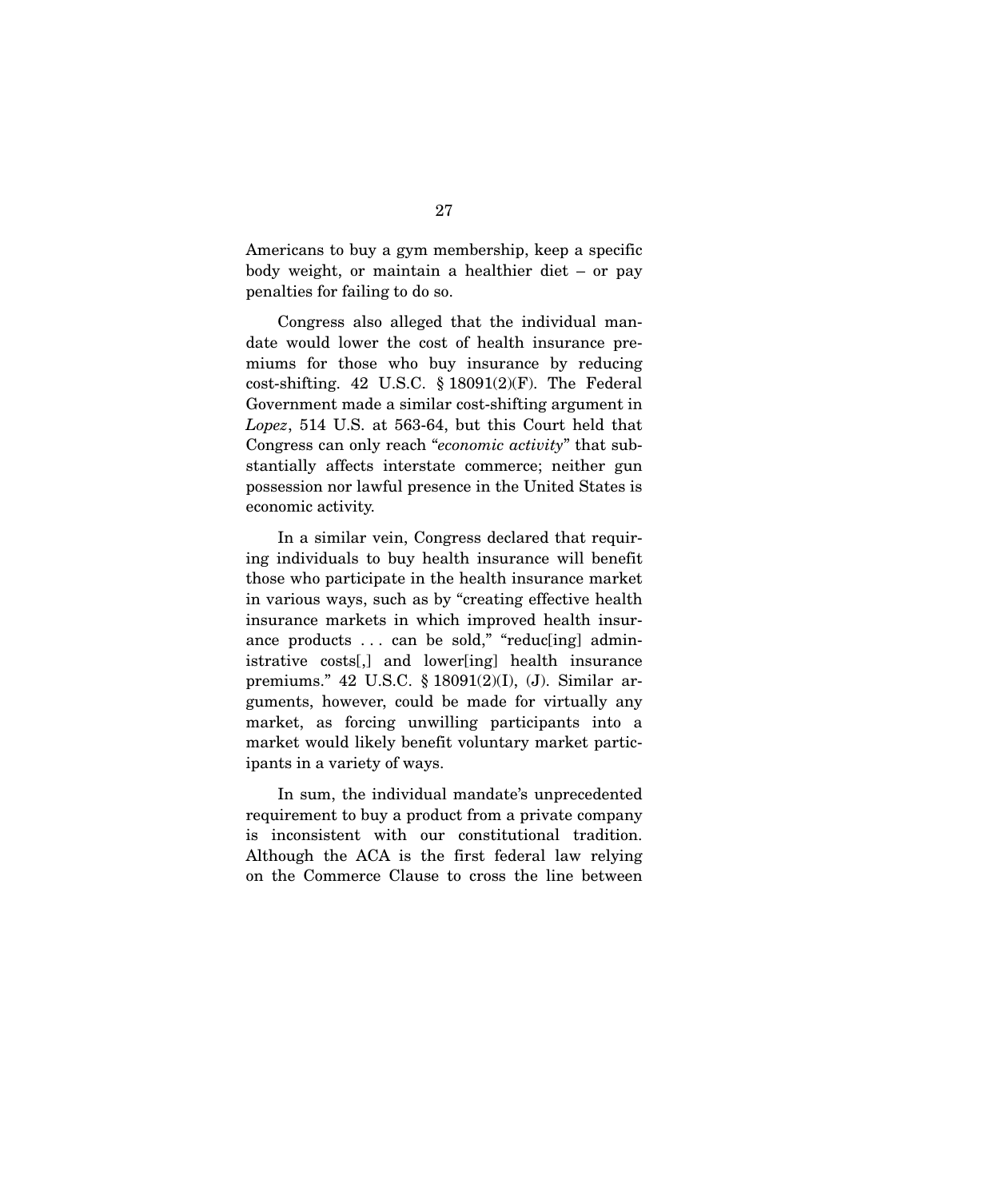Americans to buy a gym membership, keep a specific body weight, or maintain a healthier diet – or pay penalties for failing to do so.

Congress also alleged that the individual mandate would lower the cost of health insurance premiums for those who buy insurance by reducing cost-shifting. 42 U.S.C. § 18091(2)(F). The Federal Government made a similar cost-shifting argument in *Lopez*, 514 U.S. at 563-64, but this Court held that Congress can only reach "*economic activity*" that substantially affects interstate commerce; neither gun possession nor lawful presence in the United States is economic activity.

In a similar vein, Congress declared that requiring individuals to buy health insurance will benefit those who participate in the health insurance market in various ways, such as by "creating effective health insurance markets in which improved health insurance products . . . can be sold," "reduc[ing] administrative costs[,] and lower[ing] health insurance premiums." 42 U.S.C. § 18091(2)(I), (J). Similar arguments, however, could be made for virtually any market, as forcing unwilling participants into a market would likely benefit voluntary market participants in a variety of ways.

In sum, the individual mandate's unprecedented requirement to buy a product from a private company is inconsistent with our constitutional tradition. Although the ACA is the first federal law relying on the Commerce Clause to cross the line between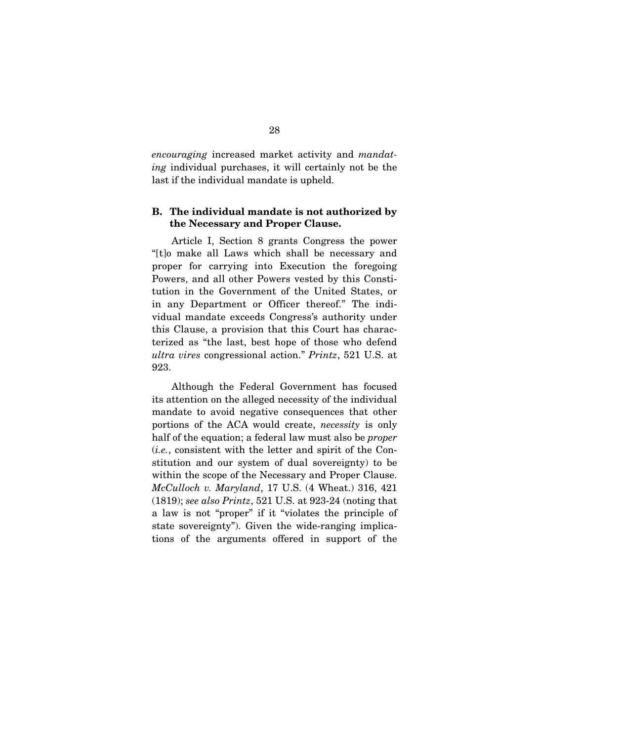*encouraging* increased market activity and *mandating* individual purchases, it will certainly not be the last if the individual mandate is upheld.

### B. The individual mandate is not authorized by the Necessary and Proper Clause.

Article I, Section 8 grants Congress the power "[t]o make all Laws which shall be necessary and proper for carrying into Execution the foregoing Powers, and all other Powers vested by this Constitution in the Government of the United States, or in any Department or Officer thereof." The individual mandate exceeds Congress's authority under this Clause, a provision that this Court has characterized as "the last, best hope of those who defend *ultra vires* congressional action." *Printz*, 521 U.S. at 923.

Although the Federal Government has focused its attention on the alleged necessity of the individual mandate to avoid negative consequences that other portions of the ACA would create, *necessity* is only half of the equation; a federal law must also be *proper* (*i.e.*, consistent with the letter and spirit of the Constitution and our system of dual sovereignty) to be within the scope of the Necessary and Proper Clause. *McCulloch v. Maryland*, 17 U.S. (4 Wheat.) 316, 421 (1819); *see also Printz*, 521 U.S. at 923-24 (noting that a law is not "proper" if it "violates the principle of state sovereignty"). Given the wide-ranging implications of the arguments offered in support of the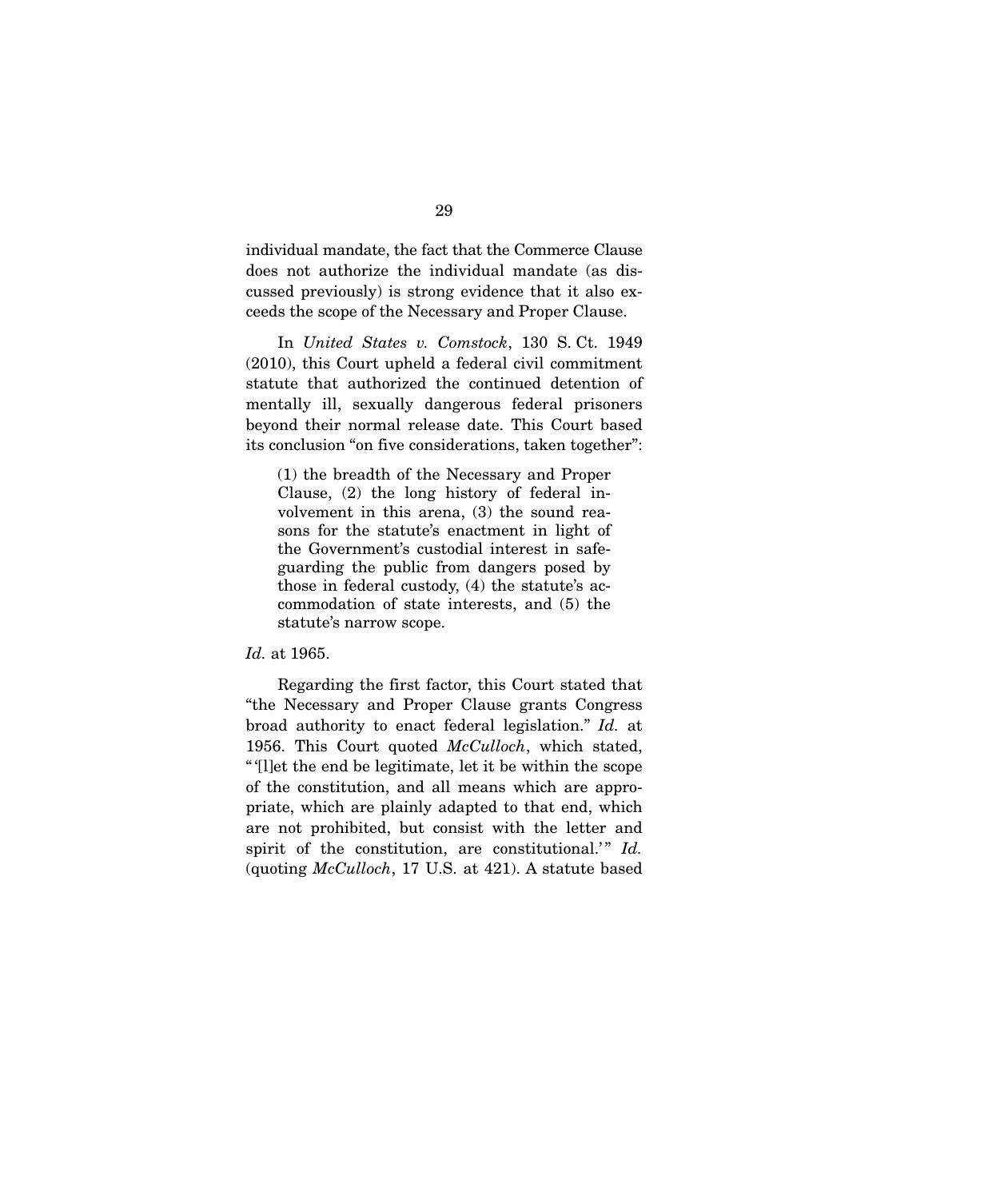individual mandate, the fact that the Commerce Clause does not authorize the individual mandate (as discussed previously) is strong evidence that it also exceeds the scope of the Necessary and Proper Clause.

In *United States v. Comstock*, 130 S. Ct. 1949 (2010), this Court upheld a federal civil commitment statute that authorized the continued detention of mentally ill, sexually dangerous federal prisoners beyond their normal release date. This Court based its conclusion "on five considerations, taken together":

> (1) the breadth of the Necessary and Proper Clause, (2) the long history of federal involvement in this arena, (3) the sound reasons for the statute's enactment in light of the Government's custodial interest in safeguarding the public from dangers posed by those in federal custody, (4) the statute's accommodation of state interests, and (5) the statute's narrow scope.

*Id.* at 1965.

Regarding the first factor, this Court stated that "the Necessary and Proper Clause grants Congress broad authority to enact federal legislation." *Id.* at 1956. This Court quoted *McCulloch*, which stated, "'[l]et the end be legitimate, let it be within the scope of the constitution, and all means which are appropriate, which are plainly adapted to that end, which are not prohibited, but consist with the letter and spirit of the constitution, are constitutional.'" *Id.* (quoting *McCulloch*, 17 U.S. at 421). A statute based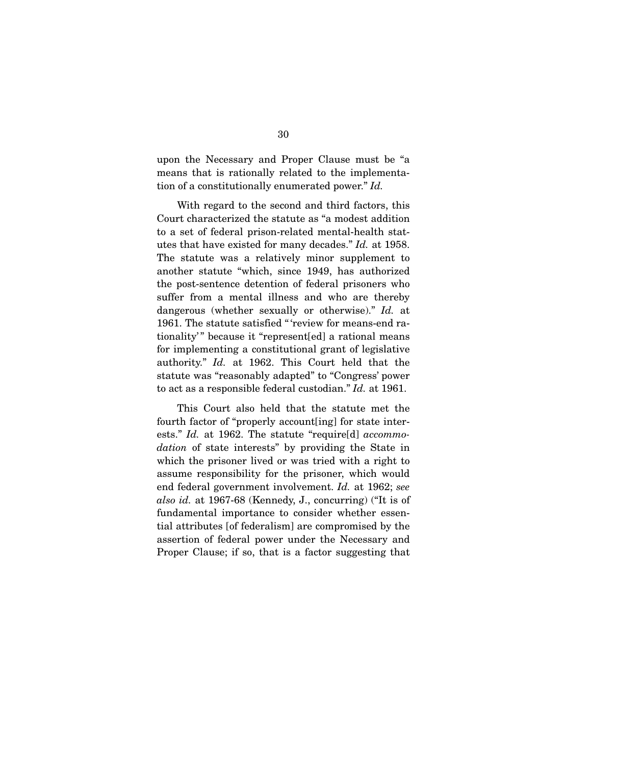upon the Necessary and Proper Clause must be "a means that is rationally related to the implementation of a constitutionally enumerated power." *Id.*

With regard to the second and third factors, this Court characterized the statute as "a modest addition to a set of federal prison-related mental-health statutes that have existed for many decades." *Id.* at 1958. The statute was a relatively minor supplement to another statute "which, since 1949, has authorized the post-sentence detention of federal prisoners who suffer from a mental illness and who are thereby dangerous (whether sexually or otherwise)." *Id.* at 1961. The statute satisfied "'review for means-end rationality'" because it "represent[ed] a rational means for implementing a constitutional grant of legislative authority." *Id.* at 1962. This Court held that the statute was "reasonably adapted" to "Congress' power to act as a responsible federal custodian." *Id.* at 1961.

This Court also held that the statute met the fourth factor of "properly account[ing] for state interests." *Id.* at 1962. The statute "require[d] *accommodation* of state interests" by providing the State in which the prisoner lived or was tried with a right to assume responsibility for the prisoner, which would end federal government involvement. *Id.* at 1962; *see also id.* at 1967-68 (Kennedy, J., concurring) ("It is of fundamental importance to consider whether essential attributes [of federalism] are compromised by the assertion of federal power under the Necessary and Proper Clause; if so, that is a factor suggesting that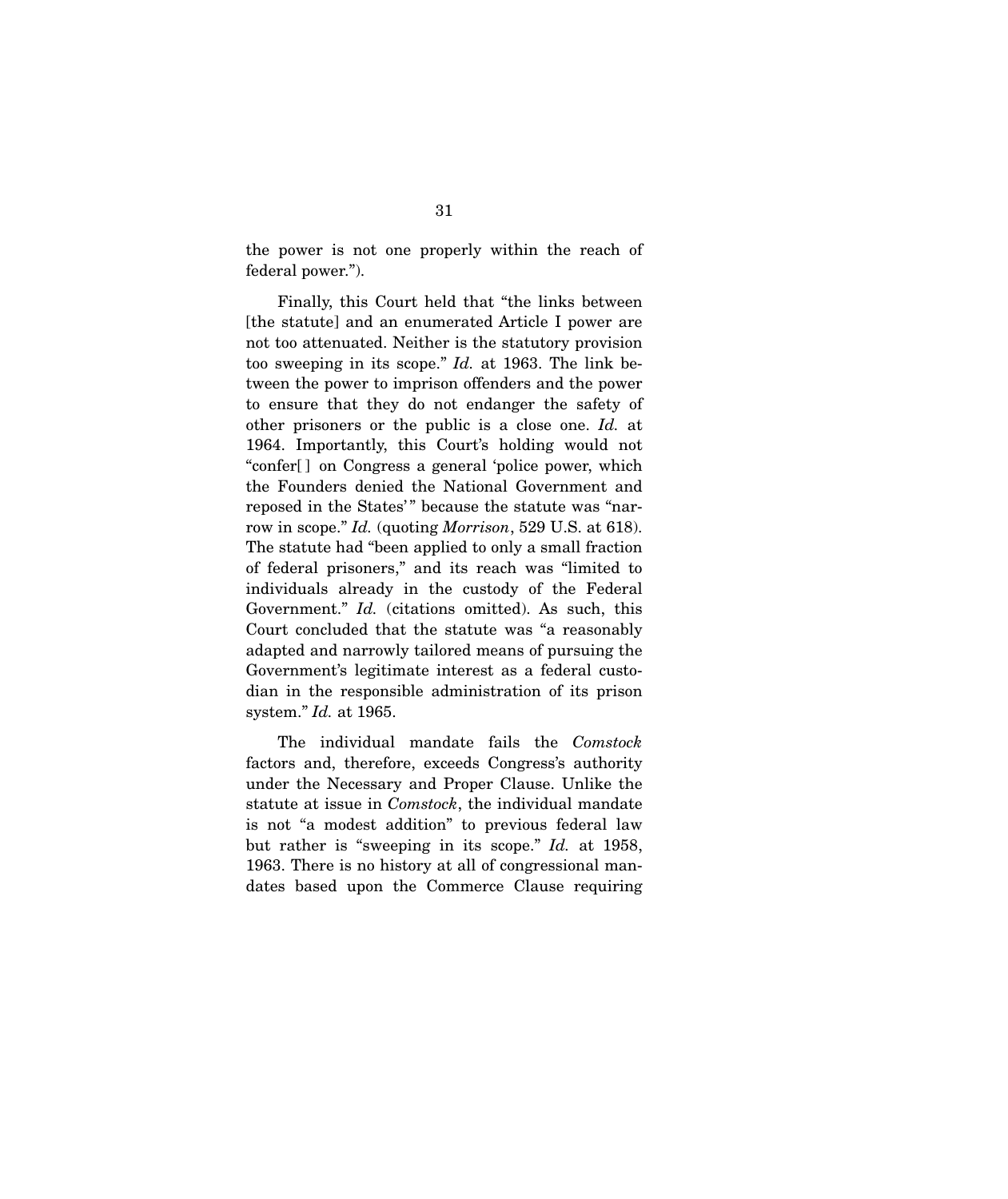the power is not one properly within the reach of federal power.").

Finally, this Court held that "the links between [the statute] and an enumerated Article I power are not too attenuated. Neither is the statutory provision too sweeping in its scope." *Id.* at 1963. The link between the power to imprison offenders and the power to ensure that they do not endanger the safety of other prisoners or the public is a close one. *Id.* at 1964. Importantly, this Court's holding would not "confer[ ] on Congress a general 'police power, which the Founders denied the National Government and reposed in the States'" because the statute was "narrow in scope." *Id.* (quoting *Morrison*, 529 U.S. at 618). The statute had "been applied to only a small fraction of federal prisoners," and its reach was "limited to individuals already in the custody of the Federal Government." *Id.* (citations omitted). As such, this Court concluded that the statute was "a reasonably adapted and narrowly tailored means of pursuing the Government's legitimate interest as a federal custodian in the responsible administration of its prison system." *Id.* at 1965.

The individual mandate fails the *Comstock* factors and, therefore, exceeds Congress's authority under the Necessary and Proper Clause. Unlike the statute at issue in *Comstock*, the individual mandate is not "a modest addition" to previous federal law but rather is "sweeping in its scope." *Id.* at 1958, 1963. There is no history at all of congressional mandates based upon the Commerce Clause requiring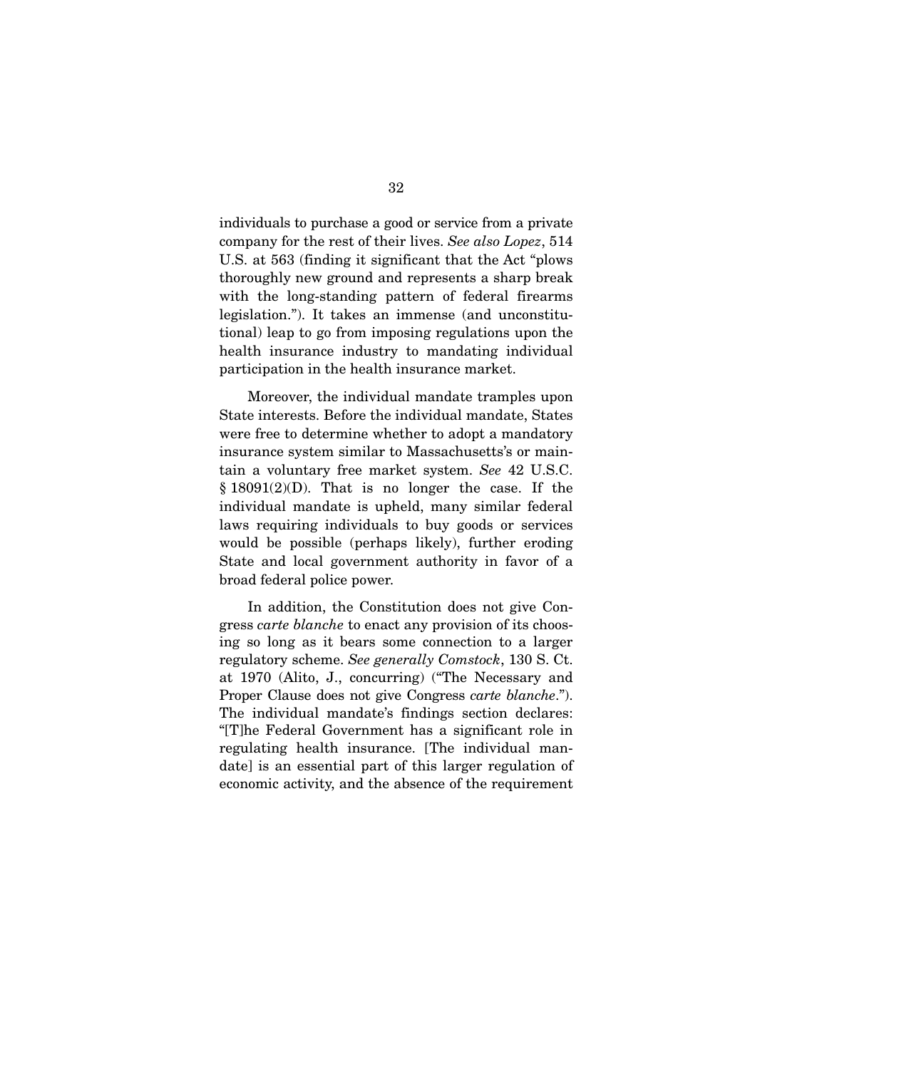individuals to purchase a good or service from a private company for the rest of their lives. *See also Lopez*, 514 U.S. at 563 (finding it significant that the Act "plows thoroughly new ground and represents a sharp break with the long-standing pattern of federal firearms legislation."). It takes an immense (and unconstitutional) leap to go from imposing regulations upon the health insurance industry to mandating individual participation in the health insurance market.

Moreover, the individual mandate tramples upon State interests. Before the individual mandate, States were free to determine whether to adopt a mandatory insurance system similar to Massachusetts's or maintain a voluntary free market system. *See* 42 U.S.C. § 18091(2)(D). That is no longer the case. If the individual mandate is upheld, many similar federal laws requiring individuals to buy goods or services would be possible (perhaps likely), further eroding State and local government authority in favor of a broad federal police power.

In addition, the Constitution does not give Congress *carte blanche* to enact any provision of its choosing so long as it bears some connection to a larger regulatory scheme. *See generally Comstock*, 130 S. Ct. at 1970 (Alito, J., concurring) ("The Necessary and Proper Clause does not give Congress *carte blanche*."). The individual mandate's findings section declares: "[T]he Federal Government has a significant role in regulating health insurance. [The individual mandate] is an essential part of this larger regulation of economic activity, and the absence of the requirement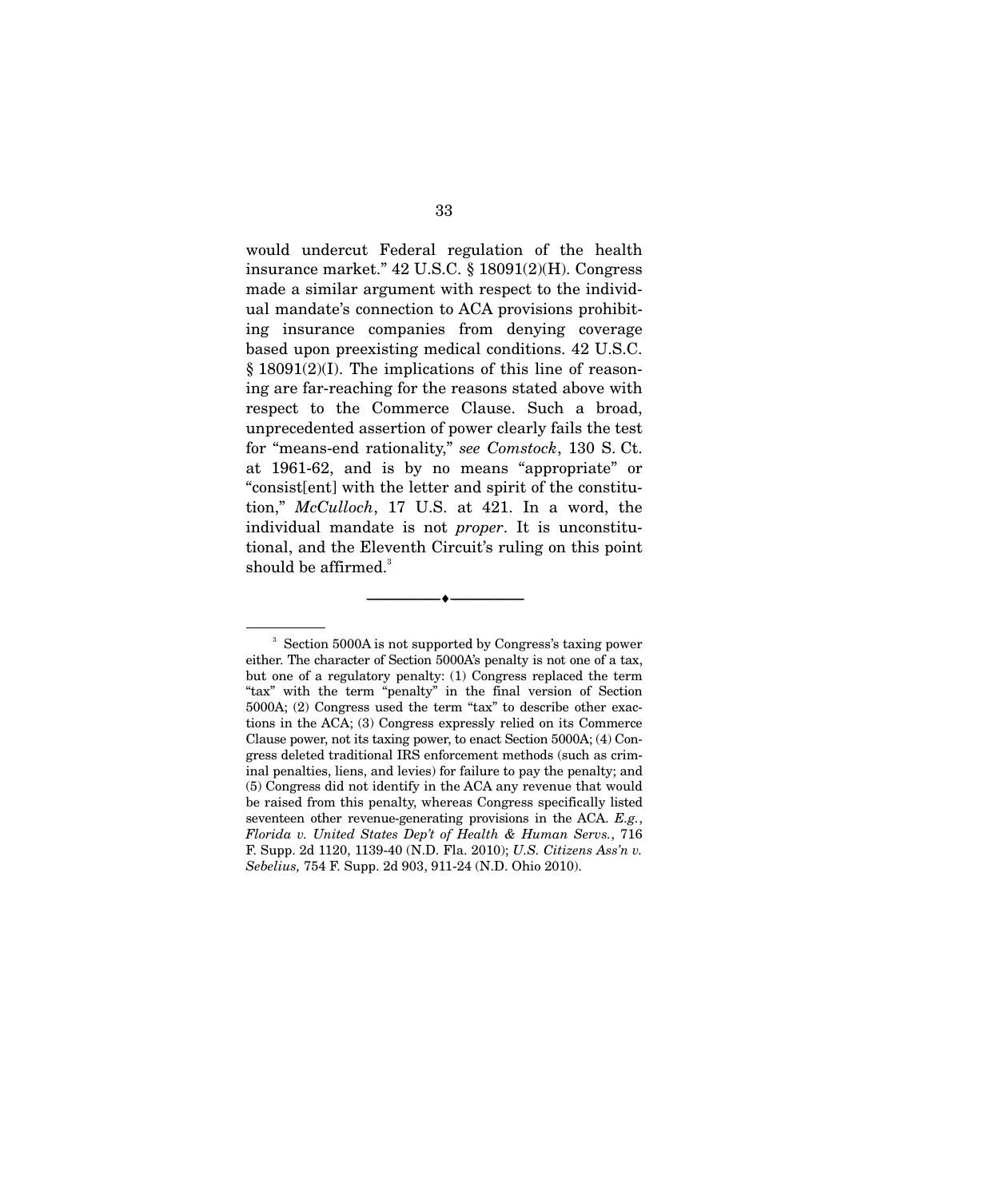would undercut Federal regulation of the health insurance market." 42 U.S.C. § 18091(2)(H). Congress made a similar argument with respect to the individual mandate's connection to ACA provisions prohibiting insurance companies from denying coverage based upon preexisting medical conditions. 42 U.S.C. § 18091(2)(I). The implications of this line of reasoning are far-reaching for the reasons stated above with respect to the Commerce Clause. Such a broad, unprecedented assertion of power clearly fails the test for "means-end rationality," *see Comstock*, 130 S. Ct. at 1961-62, and is by no means "appropriate" or "consist[ent] with the letter and spirit of the constitution," *McCulloch*, 17 U.S. at 421. In a word, the individual mandate is not *proper*. It is unconstitutional, and the Eleventh Circuit's ruling on this point should be affirmed.[3]

---

[3] Section 5000A is not supported by Congress's taxing power either. The character of Section 5000A's penalty is not one of a tax, but one of a regulatory penalty: (1) Congress replaced the term "tax" with the term "penalty" in the final version of Section 5000A; (2) Congress used the term "tax" to describe other exactions in the ACA; (3) Congress expressly relied on its Commerce Clause power, not its taxing power, to enact Section 5000A; (4) Congress deleted traditional IRS enforcement methods (such as criminal penalties, liens, and levies) for failure to pay the penalty; and (5) Congress did not identify in the ACA any revenue that would be raised from this penalty, whereas Congress specifically listed seventeen other revenue-generating provisions in the ACA. *E.g.*, *Florida v. United States Dep't of Health & Human Servs.*, 716 F. Supp. 2d 1120, 1139-40 (N.D. Fla. 2010); *U.S. Citizens Ass'n v. Sebelius,* 754 F. Supp. 2d 903, 911-24 (N.D. Ohio 2010).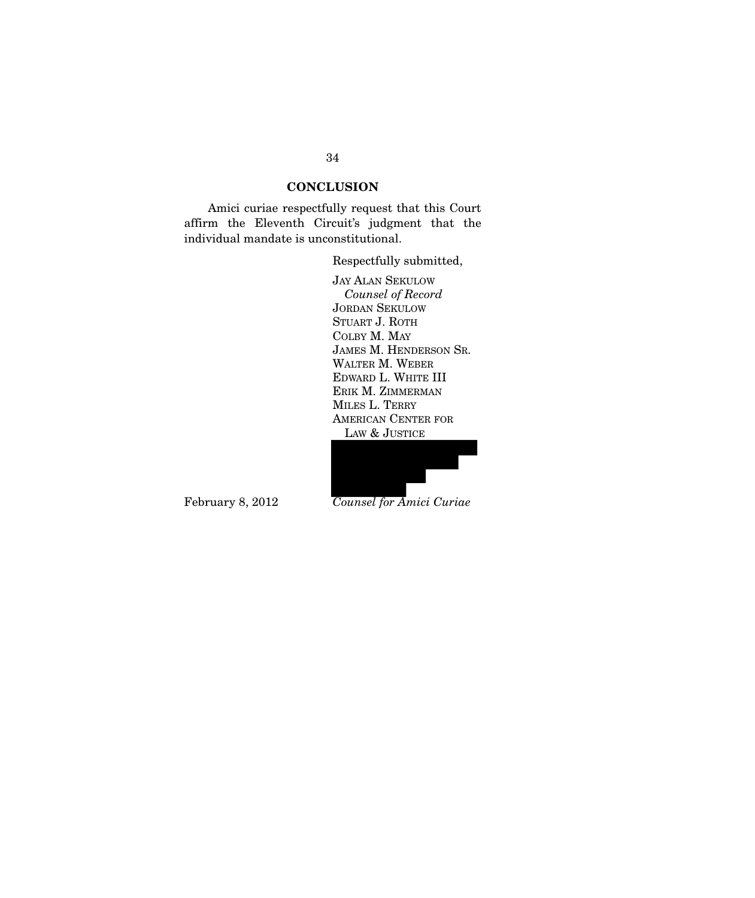## CONCLUSION

Amici curiae respectfully request that this Court affirm the Eleventh Circuit's judgment that the individual mandate is unconstitutional.

Respectfully submitted,

JAY ALAN SEKULOW
*Counsel of Record*
JORDAN SEKULOW
STUART J. ROTH
COLBY M. MAY
JAMES M. HENDERSON SR.
WALTER M. WEBER
EDWARD L. WHITE III
ERIK M. ZIMMERMAN
MILES L. TERRY
AMERICAN CENTER FOR LAW & JUSTICE

February 8, 2012

*Counsel for Amici Curiae*